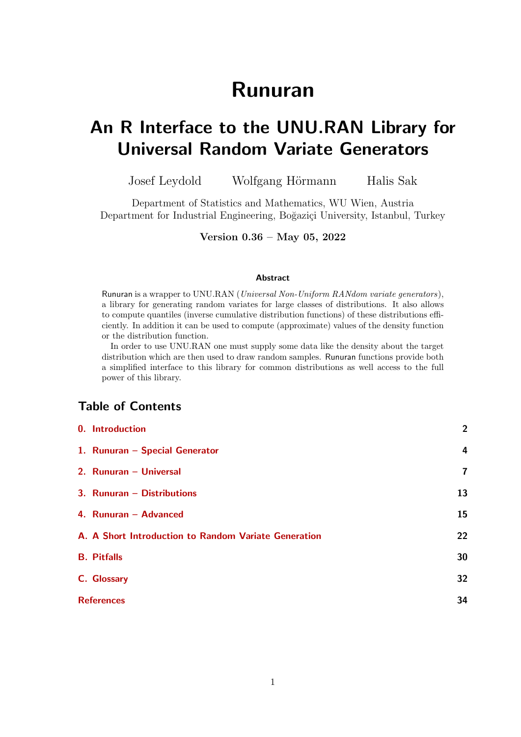# Runuran

## An R Interface to the UNU.RAN Library for Universal Random Variate Generators

Josef Leydold   Wolfgang Hörmann   Halis Sak

Department of Statistics and Mathematics, WU Wien, Austria
Department for Industrial Engineering, Boğaziçi University, Istanbul, Turkey

**Version 0.36 – May 05, 2022**

#### Abstract

Runuran is a wrapper to UNU.RAN (*Universal Non-Uniform RANdom variate generators*), a library for generating random variates for large classes of distributions. It also allows to compute quantiles (inverse cumulative distribution functions) of these distributions efficiently. In addition it can be used to compute (approximate) values of the density function or the distribution function.

In order to use UNU.RAN one must supply some data like the density about the target distribution which are then used to draw random samples. Runuran functions provide both a simplified interface to this library for common distributions as well access to the full power of this library.

## Table of Contents

| | |
|---|---|
| **0. Introduction** | **2** |
| **1. Runuran – Special Generator** | **4** |
| **2. Runuran – Universal** | **7** |
| **3. Runuran – Distributions** | **13** |
| **4. Runuran – Advanced** | **15** |
| **A. A Short Introduction to Random Variate Generation** | **22** |
| **B. Pitfalls** | **30** |
| **C. Glossary** | **32** |
| **References** | **34** |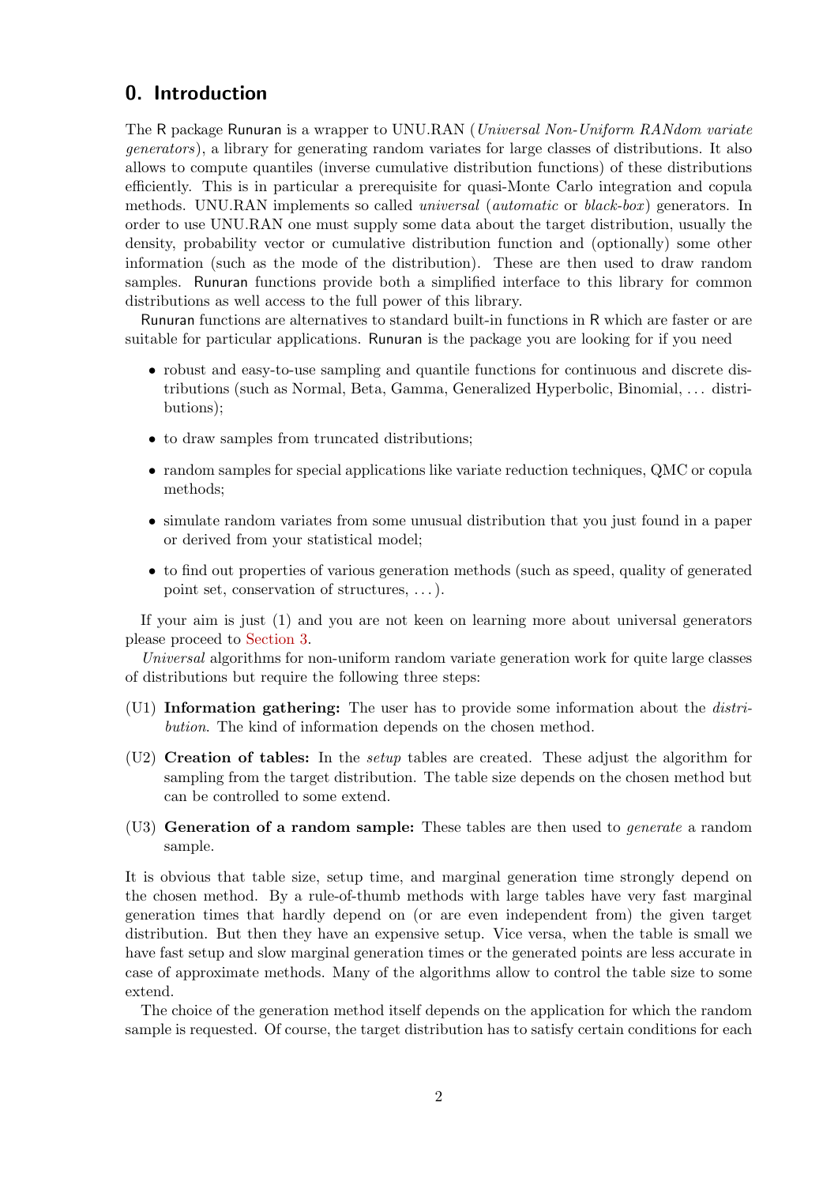## 0. Introduction

The R package Runuran is a wrapper to UNU.RAN (*Universal Non-Uniform RANdom variate generators*), a library for generating random variates for large classes of distributions. It also allows to compute quantiles (inverse cumulative distribution functions) of these distributions efficiently. This is in particular a prerequisite for quasi-Monte Carlo integration and copula methods. UNU.RAN implements so called *universal* (*automatic* or *black-box*) generators. In order to use UNU.RAN one must supply some data about the target distribution, usually the density, probability vector or cumulative distribution function and (optionally) some other information (such as the mode of the distribution). These are then used to draw random samples. Runuran functions provide both a simplified interface to this library for common distributions as well access to the full power of this library.

Runuran functions are alternatives to standard built-in functions in R which are faster or are suitable for particular applications. Runuran is the package you are looking for if you need

- robust and easy-to-use sampling and quantile functions for continuous and discrete distributions (such as Normal, Beta, Gamma, Generalized Hyperbolic, Binomial, ... distributions);
- to draw samples from truncated distributions;
- random samples for special applications like variate reduction techniques, QMC or copula methods;
- simulate random variates from some unusual distribution that you just found in a paper or derived from your statistical model;
- to find out properties of various generation methods (such as speed, quality of generated point set, conservation of structures, ...).

If your aim is just (1) and you are not keen on learning more about universal generators please proceed to Section 3.

*Universal* algorithms for non-uniform random variate generation work for quite large classes of distributions but require the following three steps:

(U1) **Information gathering:** The user has to provide some information about the *distribution*. The kind of information depends on the chosen method.

(U2) **Creation of tables:** In the *setup* tables are created. These adjust the algorithm for sampling from the target distribution. The table size depends on the chosen method but can be controlled to some extend.

(U3) **Generation of a random sample:** These tables are then used to *generate* a random sample.

It is obvious that table size, setup time, and marginal generation time strongly depend on the chosen method. By a rule-of-thumb methods with large tables have very fast marginal generation times that hardly depend on (or are even independent from) the given target distribution. But then they have an expensive setup. Vice versa, when the table is small we have fast setup and slow marginal generation times or the generated points are less accurate in case of approximate methods. Many of the algorithms allow to control the table size to some extend.

The choice of the generation method itself depends on the application for which the random sample is requested. Of course, the target distribution has to satisfy certain conditions for each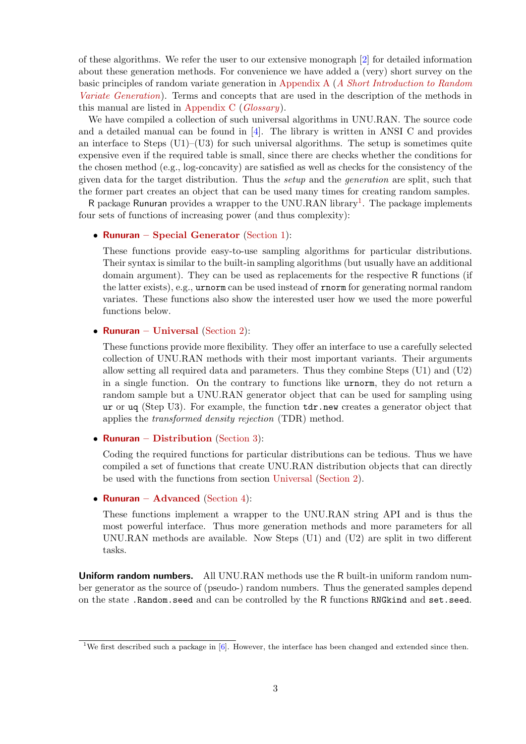of these algorithms. We refer the user to our extensive monograph [2] for detailed information about these generation methods. For convenience we have added a (very) short survey on the basic principles of random variate generation in Appendix A (*A Short Introduction to Random Variate Generation*). Terms and concepts that are used in the description of the methods in this manual are listed in Appendix C (*Glossary*).

We have compiled a collection of such universal algorithms in UNU.RAN. The source code and a detailed manual can be found in [4]. The library is written in ANSI C and provides an interface to Steps (U1)–(U3) for such universal algorithms. The setup is sometimes quite expensive even if the required table is small, since there are checks whether the conditions for the chosen method (e.g., log-concavity) are satisfied as well as checks for the consistency of the given data for the target distribution. Thus the *setup* and the *generation* are split, such that the former part creates an object that can be used many times for creating random samples.

R package Runuran provides a wrapper to the UNU.RAN library[1]. The package implements four sets of functions of increasing power (and thus complexity):

- **Runuran – Special Generator** (Section 1):

  These functions provide easy-to-use sampling algorithms for particular distributions. Their syntax is similar to the built-in sampling algorithms (but usually have an additional domain argument). They can be used as replacements for the respective R functions (if the latter exists), e.g., `urnorm` can be used instead of `rnorm` for generating normal random variates. These functions also show the interested user how we used the more powerful functions below.

- **Runuran – Universal** (Section 2):

  These functions provide more flexibility. They offer an interface to use a carefully selected collection of UNU.RAN methods with their most important variants. Their arguments allow setting all required data and parameters. Thus they combine Steps (U1) and (U2) in a single function. On the contrary to functions like `urnorm`, they do not return a random sample but a UNU.RAN generator object that can be used for sampling using `ur` or `uq` (Step U3). For example, the function `tdr.new` creates a generator object that applies the *transformed density rejection* (TDR) method.

- **Runuran – Distribution** (Section 3):

  Coding the required functions for particular distributions can be tedious. Thus we have compiled a set of functions that create UNU.RAN distribution objects that can directly be used with the functions from section Universal (Section 2).

- **Runuran – Advanced** (Section 4):

  These functions implement a wrapper to the UNU.RAN string API and is thus the most powerful interface. Thus more generation methods and more parameters for all UNU.RAN methods are available. Now Steps (U1) and (U2) are split in two different tasks.

**Uniform random numbers.** All UNU.RAN methods use the R built-in uniform random number generator as the source of (pseudo-) random numbers. Thus the generated samples depend on the state `.Random.seed` and can be controlled by the R functions `RNGkind` and `set.seed`.

[1] We first described such a package in [6]. However, the interface has been changed and extended since then.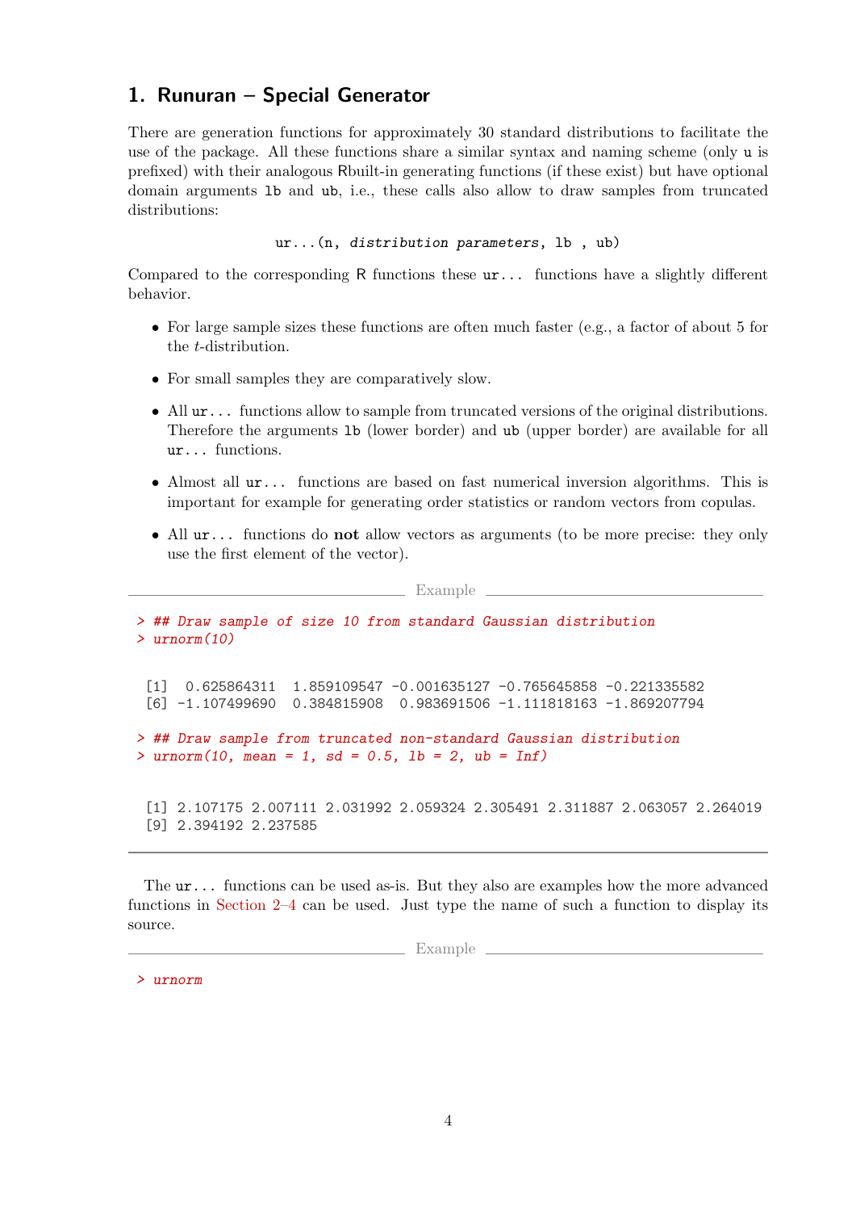# 1. Runuran – Special Generator

There are generation functions for approximately 30 standard distributions to facilitate the use of the package. All these functions share a similar syntax and naming scheme (only `u` is prefixed) with their analogous Rbuilt-in generating functions (if these exist) but have optional domain arguments `lb` and `ub`, i.e., these calls also allow to draw samples from truncated distributions:

```
ur...(n, distribution parameters, lb , ub)
```

Compared to the corresponding R functions these `ur...` functions have a slightly different behavior.

- For large sample sizes these functions are often much faster (e.g., a factor of about 5 for the $t$-distribution.
- For small samples they are comparatively slow.
- All `ur...` functions allow to sample from truncated versions of the original distributions. Therefore the arguments `lb` (lower border) and `ub` (upper border) are available for all `ur...` functions.
- Almost all `ur...` functions are based on fast numerical inversion algorithms. This is important for example for generating order statistics or random vectors from copulas.
- All `ur...` functions do **not** allow vectors as arguments (to be more precise: they only use the first element of the vector).

Example

```
> ## Draw sample of size 10 from standard Gaussian distribution
> urnorm(10)

 [1]  0.625864311  1.859109547 -0.001635127 -0.765645858 -0.221335582
 [6] -1.107499690  0.384815908  0.983691506 -1.111818163 -1.869207794

> ## Draw sample from truncated non-standard Gaussian distribution
> urnorm(10, mean = 1, sd = 0.5, lb = 2, ub = Inf)

 [1] 2.107175 2.007111 2.031992 2.059324 2.305491 2.311887 2.063057 2.264019
 [9] 2.394192 2.237585
```

The `ur...` functions can be used as-is. But they also are examples how the more advanced functions in Section 2–4 can be used. Just type the name of such a function to display its source.

Example

```
> urnorm
```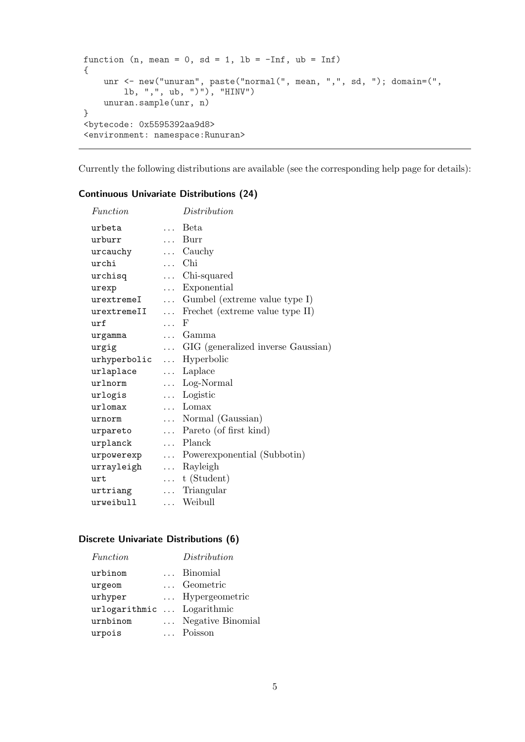```
function (n, mean = 0, sd = 1, lb = -Inf, ub = Inf)
{
    unr <- new("unuran", paste("normal(", mean, ",", sd, "); domain=(",
        lb, ",", ub, ")"), "HINV")
    unuran.sample(unr, n)
}
<bytecode: 0x5595392aa9d8>
<environment: namespace:Runuran>
```

---

Currently the following distributions are available (see the corresponding help page for details):

### Continuous Univariate Distributions (24)

| *Function* | | *Distribution* |
|---|---|---|
| `urbeta` | ... | Beta |
| `urburr` | ... | Burr |
| `urcauchy` | ... | Cauchy |
| `urchi` | ... | Chi |
| `urchisq` | ... | Chi-squared |
| `urexp` | ... | Exponential |
| `urextremeI` | ... | Gumbel (extreme value type I) |
| `urextremeII` | ... | Frechet (extreme value type II) |
| `urf` | ... | F |
| `urgamma` | ... | Gamma |
| `urgig` | ... | GIG (generalized inverse Gaussian) |
| `urhyperbolic` | ... | Hyperbolic |
| `urlaplace` | ... | Laplace |
| `urlnorm` | ... | Log-Normal |
| `urlogis` | ... | Logistic |
| `urlomax` | ... | Lomax |
| `urnorm` | ... | Normal (Gaussian) |
| `urpareto` | ... | Pareto (of first kind) |
| `urplanck` | ... | Planck |
| `urpowerexp` | ... | Powerexponential (Subbotin) |
| `urrayleigh` | ... | Rayleigh |
| `urt` | ... | t (Student) |
| `urtriang` | ... | Triangular |
| `urweibull` | ... | Weibull |

### Discrete Univariate Distributions (6)

| *Function* | | *Distribution* |
|---|---|---|
| `urbinom` | ... | Binomial |
| `urgeom` | ... | Geometric |
| `urhyper` | ... | Hypergeometric |
| `urlogarithmic` | ... | Logarithmic |
| `urnbinom` | ... | Negative Binomial |
| `urpois` | ... | Poisson |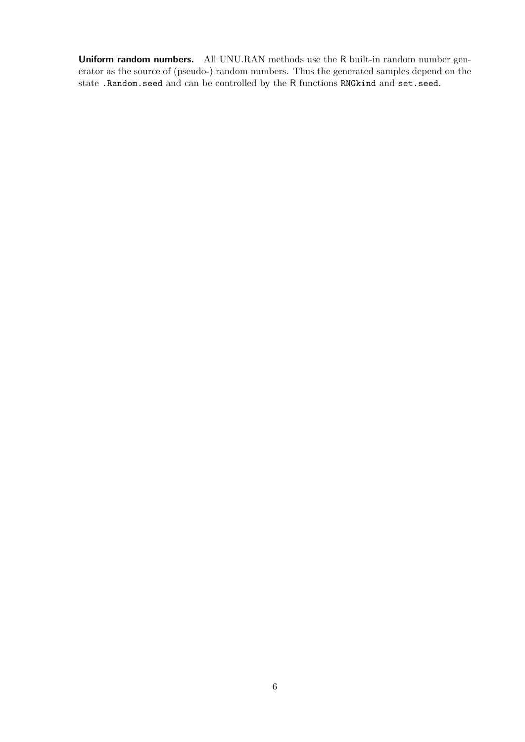**Uniform random numbers.** All UNU.RAN methods use the R built-in random number generator as the source of (pseudo-) random numbers. Thus the generated samples depend on the state `.Random.seed` and can be controlled by the R functions `RNGkind` and `set.seed`.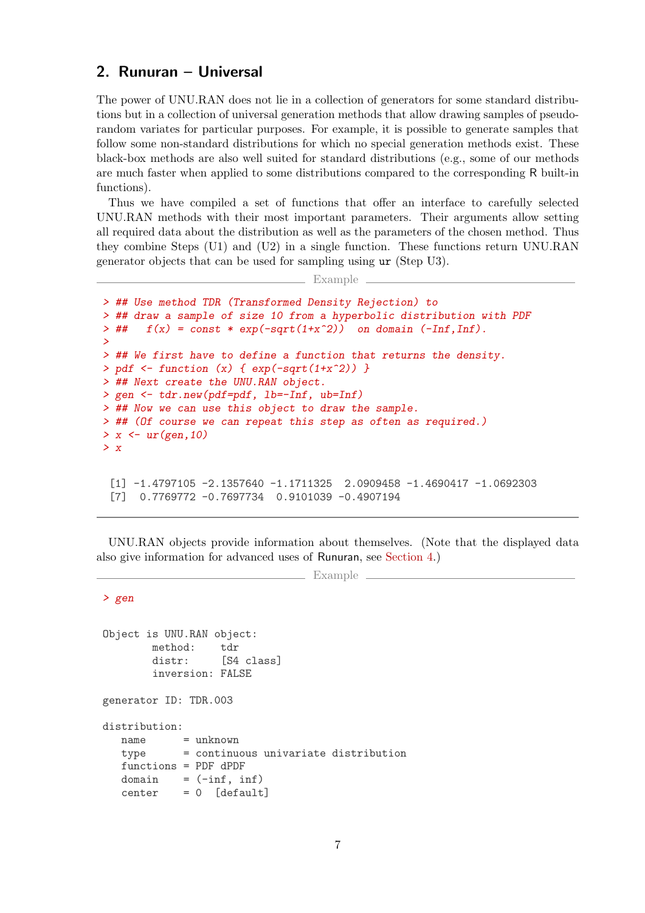## 2. Runuran – Universal

The power of UNU.RAN does not lie in a collection of generators for some standard distributions but in a collection of universal generation methods that allow drawing samples of pseudo-random variates for particular purposes. For example, it is possible to generate samples that follow some non-standard distributions for which no special generation methods exist. These black-box methods are also well suited for standard distributions (e.g., some of our methods are much faster when applied to some distributions compared to the corresponding R built-in functions).

Thus we have compiled a set of functions that offer an interface to carefully selected UNU.RAN methods with their most important parameters. Their arguments allow setting all required data about the distribution as well as the parameters of the chosen method. Thus they combine Steps (U1) and (U2) in a single function. These functions return UNU.RAN generator objects that can be used for sampling using `ur` (Step U3).

Example

```
> ## Use method TDR (Transformed Density Rejection) to
> ## draw a sample of size 10 from a hyperbolic distribution with PDF
> ##    f(x) = const * exp(-sqrt(1+x^2))  on domain (-Inf,Inf).
>
> ## We first have to define a function that returns the density.
> pdf <- function (x) { exp(-sqrt(1+x^2)) }
> ## Next create the UNU.RAN object.
> gen <- tdr.new(pdf=pdf, lb=-Inf, ub=Inf)
> ## Now we can use this object to draw the sample.
> ## (Of course we can repeat this step as often as required.)
> x <- ur(gen,10)
> x

 [1] -1.4797105 -2.1357640 -1.1711325  2.0909458 -1.4690417 -1.0692303
 [7]  0.7769772 -0.7697734  0.9101039 -0.4907194
```

UNU.RAN objects provide information about themselves. (Note that the displayed data also give information for advanced uses of Runuran, see Section 4.)

Example

```
> gen

Object is UNU.RAN object:
        method:    tdr
        distr:     [S4 class]
        inversion: FALSE

generator ID: TDR.003

distribution:
   name      = unknown
   type      = continuous univariate distribution
   functions = PDF dPDF
   domain    = (-inf, inf)
   center    = 0  [default]
```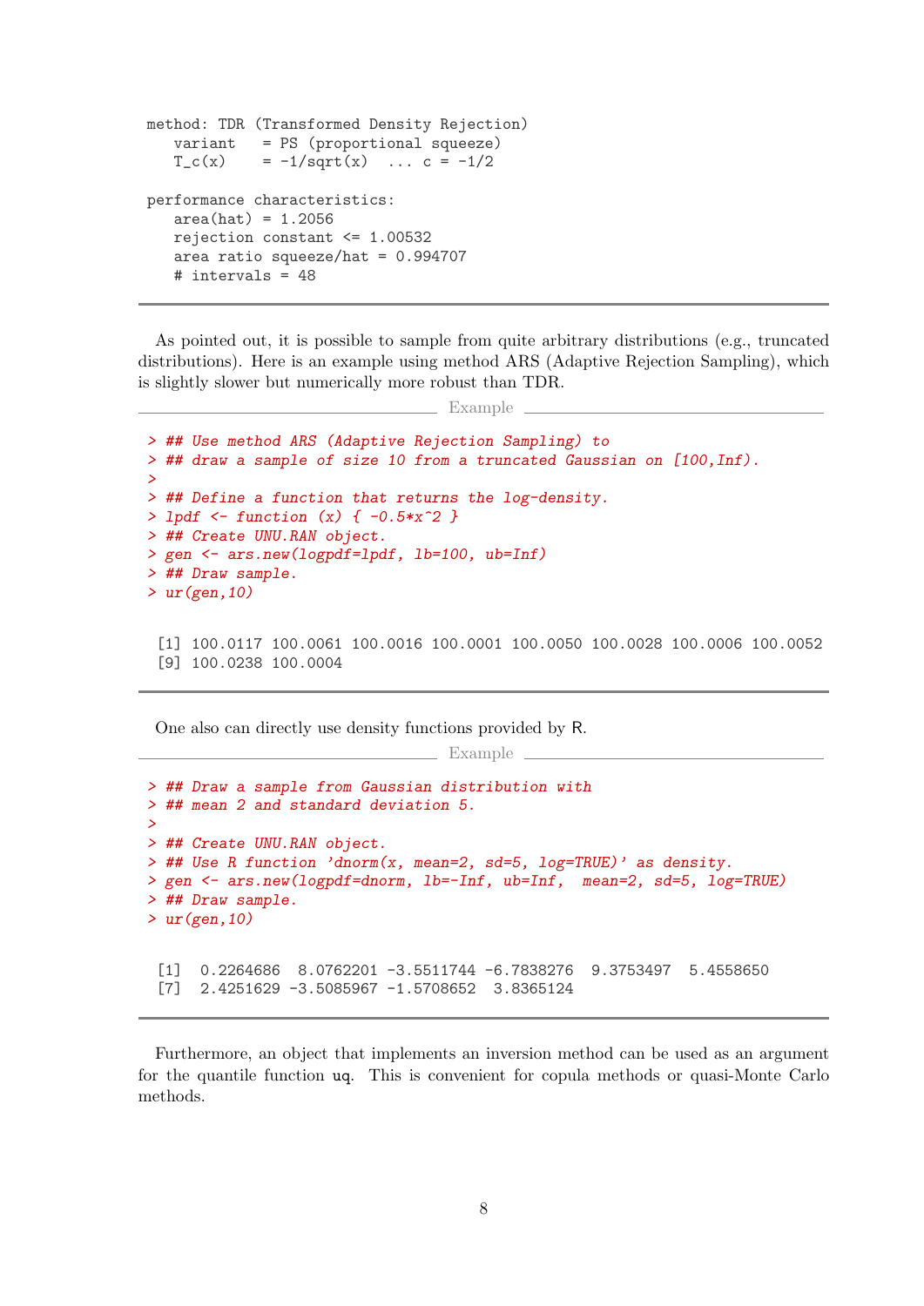```
method: TDR (Transformed Density Rejection)
   variant   = PS (proportional squeeze)
   T_c(x)    = -1/sqrt(x)  ... c = -1/2

performance characteristics:
   area(hat) = 1.2056
   rejection constant <= 1.00532
   area ratio squeeze/hat = 0.994707
   # intervals = 48
```

As pointed out, it is possible to sample from quite arbitrary distributions (e.g., truncated distributions). Here is an example using method ARS (Adaptive Rejection Sampling), which is slightly slower but numerically more robust than TDR.

Example

```
> ## Use method ARS (Adaptive Rejection Sampling) to
> ## draw a sample of size 10 from a truncated Gaussian on [100,Inf).
>
> ## Define a function that returns the log-density.
> lpdf <- function (x) { -0.5*x^2 }
> ## Create UNU.RAN object.
> gen <- ars.new(logpdf=lpdf, lb=100, ub=Inf)
> ## Draw sample.
> ur(gen,10)

 [1] 100.0117 100.0061 100.0016 100.0001 100.0050 100.0028 100.0006 100.0052
 [9] 100.0238 100.0004
```

One also can directly use density functions provided by R.

Example

```
> ## Draw a sample from Gaussian distribution with
> ## mean 2 and standard deviation 5.
>
> ## Create UNU.RAN object.
> ## Use R function 'dnorm(x, mean=2, sd=5, log=TRUE)' as density.
> gen <- ars.new(logpdf=dnorm, lb=-Inf, ub=Inf,  mean=2, sd=5, log=TRUE)
> ## Draw sample.
> ur(gen,10)

 [1]  0.2264686  8.0762201 -3.5511744 -6.7838276  9.3753497  5.4558650
 [7]  2.4251629 -3.5085967 -1.5708652  3.8365124
```

Furthermore, an object that implements an inversion method can be used as an argument for the quantile function uq. This is convenient for copula methods or quasi-Monte Carlo methods.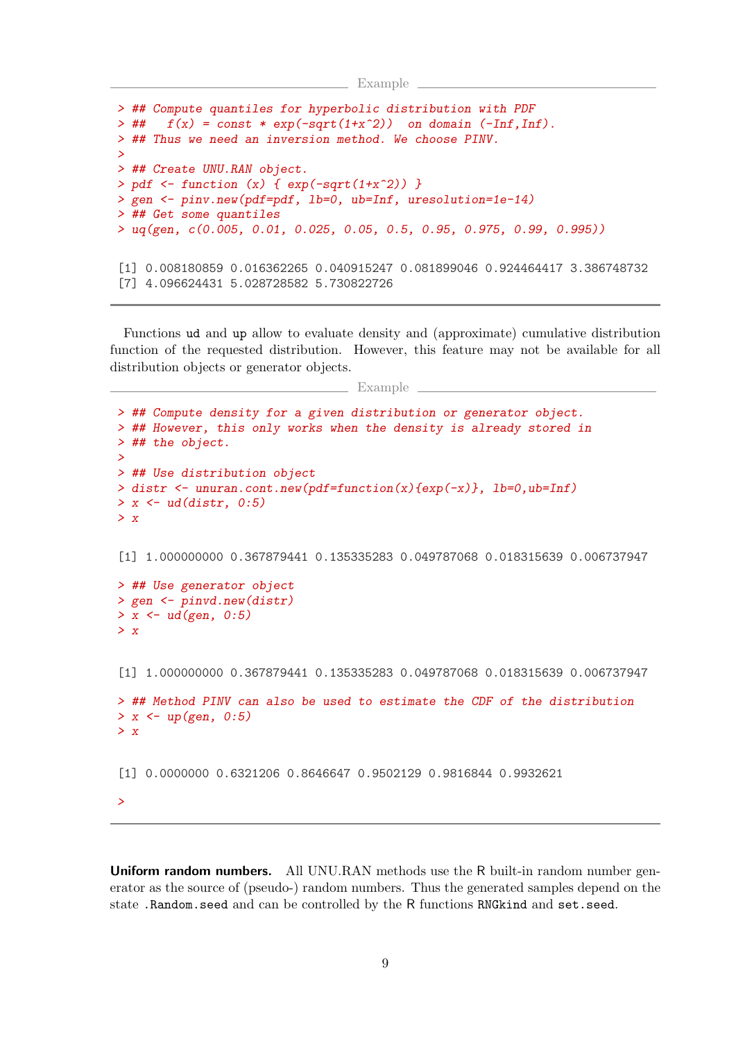Example

```
> ## Compute quantiles for hyperbolic distribution with PDF
> ##   f(x) = const * exp(-sqrt(1+x^2))  on domain (-Inf,Inf).
> ## Thus we need an inversion method. We choose PINV.
>
> ## Create UNU.RAN object.
> pdf <- function (x) { exp(-sqrt(1+x^2)) }
> gen <- pinv.new(pdf=pdf, lb=0, ub=Inf, uresolution=1e-14)
> ## Get some quantiles
> uq(gen, c(0.005, 0.01, 0.025, 0.05, 0.5, 0.95, 0.975, 0.99, 0.995))

[1] 0.008180859 0.016362265 0.040915247 0.081899046 0.924464417 3.386748732
[7] 4.096624431 5.028728582 5.730822726
```

Functions `ud` and `up` allow to evaluate density and (approximate) cumulative distribution function of the requested distribution. However, this feature may not be available for all distribution objects or generator objects.

Example

```
> ## Compute density for a given distribution or generator object.
> ## However, this only works when the density is already stored in
> ## the object.
>
> ## Use distribution object
> distr <- unuran.cont.new(pdf=function(x){exp(-x)}, lb=0,ub=Inf)
> x <- ud(distr, 0:5)
> x

[1] 1.000000000 0.367879441 0.135335283 0.049787068 0.018315639 0.006737947

> ## Use generator object
> gen <- pinvd.new(distr)
> x <- ud(gen, 0:5)
> x

[1] 1.000000000 0.367879441 0.135335283 0.049787068 0.018315639 0.006737947

> ## Method PINV can also be used to estimate the CDF of the distribution
> x <- up(gen, 0:5)
> x

[1] 0.0000000 0.6321206 0.8646647 0.9502129 0.9816844 0.9932621

>
```

**Uniform random numbers.** All UNU.RAN methods use the R built-in random number generator as the source of (pseudo-) random numbers. Thus the generated samples depend on the state `.Random.seed` and can be controlled by the R functions `RNGkind` and `set.seed`.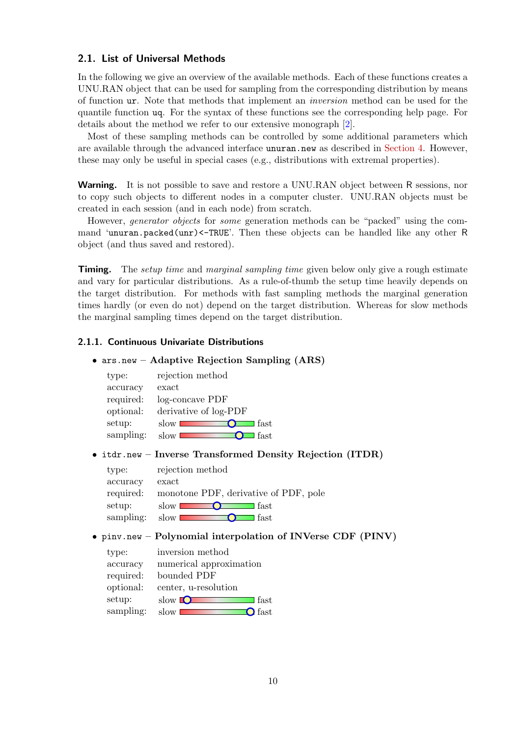### 2.1. List of Universal Methods

In the following we give an overview of the available methods. Each of these functions creates a UNU.RAN object that can be used for sampling from the corresponding distribution by means of function `ur`. Note that methods that implement an *inversion* method can be used for the quantile function `uq`. For the syntax of these functions see the corresponding help page. For details about the method we refer to our extensive monograph [2].

Most of these sampling methods can be controlled by some additional parameters which are available through the advanced interface `unuran.new` as described in Section 4. However, these may only be useful in special cases (e.g., distributions with extremal properties).

**Warning.** It is not possible to save and restore a UNU.RAN object between R sessions, nor to copy such objects to different nodes in a computer cluster. UNU.RAN objects must be created in each session (and in each node) from scratch.

However, *generator objects* for *some* generation methods can be "packed" using the command '`unuran.packed(unr)<-TRUE`'. Then these objects can be handled like any other R object (and thus saved and restored).

**Timing.** The *setup time* and *marginal sampling time* given below only give a rough estimate and vary for particular distributions. As a rule-of-thumb the setup time heavily depends on the target distribution. For methods with fast sampling methods the marginal generation times hardly (or even do not) depend on the target distribution. Whereas for slow methods the marginal sampling times depend on the target distribution.

#### 2.1.1. Continuous Univariate Distributions

- `ars.new` – **Adaptive Rejection Sampling (ARS)**

  | | |
  |---|---|
  | type: | rejection method |
  | accuracy | exact |
  | required: | log-concave PDF |
  | optional: | derivative of log-PDF |
  | setup: | slow ——●— fast |
  | sampling: | slow ———●- fast |

- `itdr.new` – **Inverse Transformed Density Rejection (ITDR)**

  | | |
  |---|---|
  | type: | rejection method |
  | accuracy | exact |
  | required: | monotone PDF, derivative of PDF, pole |
  | setup: | slow —●—— fast |
  | sampling: | slow ——●— fast |

- `pinv.new` – **Polynomial interpolation of INVerse CDF (PINV)**

  | | |
  |---|---|
  | type: | inversion method |
  | accuracy | numerical approximation |
  | required: | bounded PDF |
  | optional: | center, u-resolution |
  | setup: | slow ●———— fast |
  | sampling: | slow ————● fast |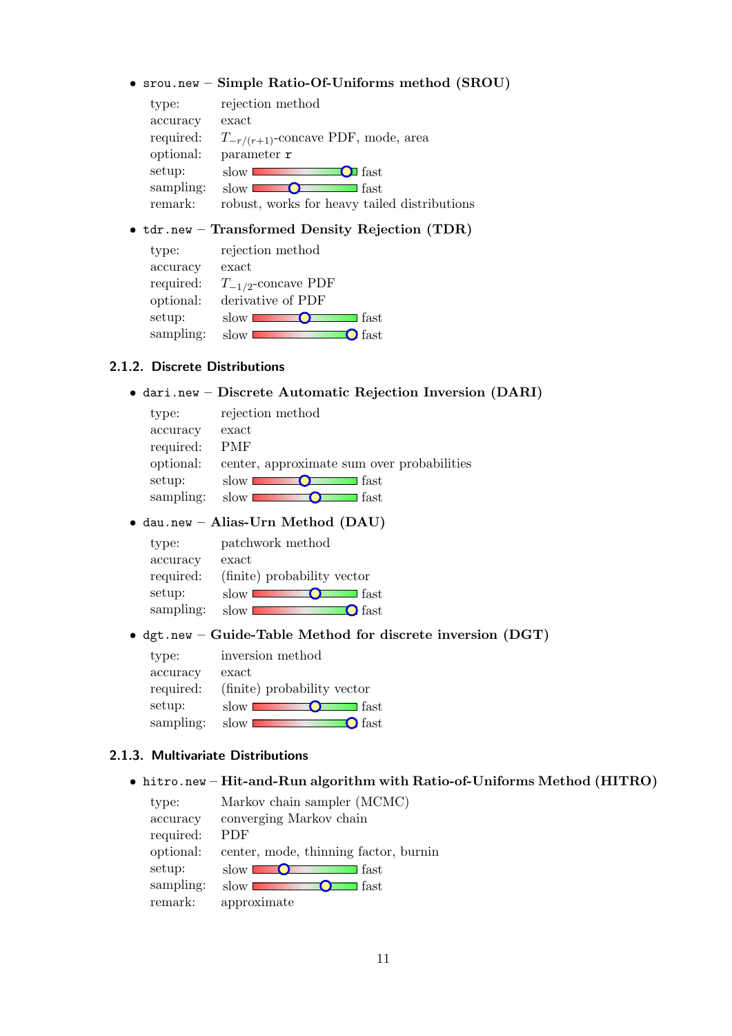- `srou.new` – **Simple Ratio-Of-Uniforms method (SROU)**

  type: rejection method
  accuracy exact
  required: $T_{-r/(r+1)}$-concave PDF, mode, area
  optional: parameter `r`
  setup: slow ▬▬▬▬▬▬▬▬▬○▬ fast
  sampling: slow ▬▬▬▬○▬▬▬▬▬ fast
  remark: robust, works for heavy tailed distributions

- `tdr.new` – **Transformed Density Rejection (TDR)**

  type: rejection method
  accuracy exact
  required: $T_{-1/2}$-concave PDF
  optional: derivative of PDF
  setup: slow ▬▬▬▬▬○▬▬▬▬ fast
  sampling: slow ▬▬▬▬▬▬▬▬▬○ fast

### 2.1.2. Discrete Distributions

- `dari.new` – **Discrete Automatic Rejection Inversion (DARI)**

  type: rejection method
  accuracy exact
  required: PMF
  optional: center, approximate sum over probabilities
  setup: slow ▬▬▬▬▬○▬▬▬▬ fast
  sampling: slow ▬▬▬▬▬▬○▬▬▬ fast

- `dau.new` – **Alias-Urn Method (DAU)**

  type: patchwork method
  accuracy exact
  required: (finite) probability vector
  setup: slow ▬▬▬▬▬▬○▬▬▬ fast
  sampling: slow ▬▬▬▬▬▬▬▬▬○ fast

- `dgt.new` – **Guide-Table Method for discrete inversion (DGT)**

  type: inversion method
  accuracy exact
  required: (finite) probability vector
  setup: slow ▬▬▬▬▬▬○▬▬▬ fast
  sampling: slow ▬▬▬▬▬▬▬▬▬○ fast

### 2.1.3. Multivariate Distributions

- `hitro.new` – **Hit-and-Run algorithm with Ratio-of-Uniforms Method (HITRO)**

  type: Markov chain sampler (MCMC)
  accuracy converging Markov chain
  required: PDF
  optional: center, mode, thinning factor, burnin
  setup: slow ▬▬▬○▬▬▬▬▬▬ fast
  sampling: slow ▬▬▬▬▬▬▬○▬▬ fast
  remark: approximate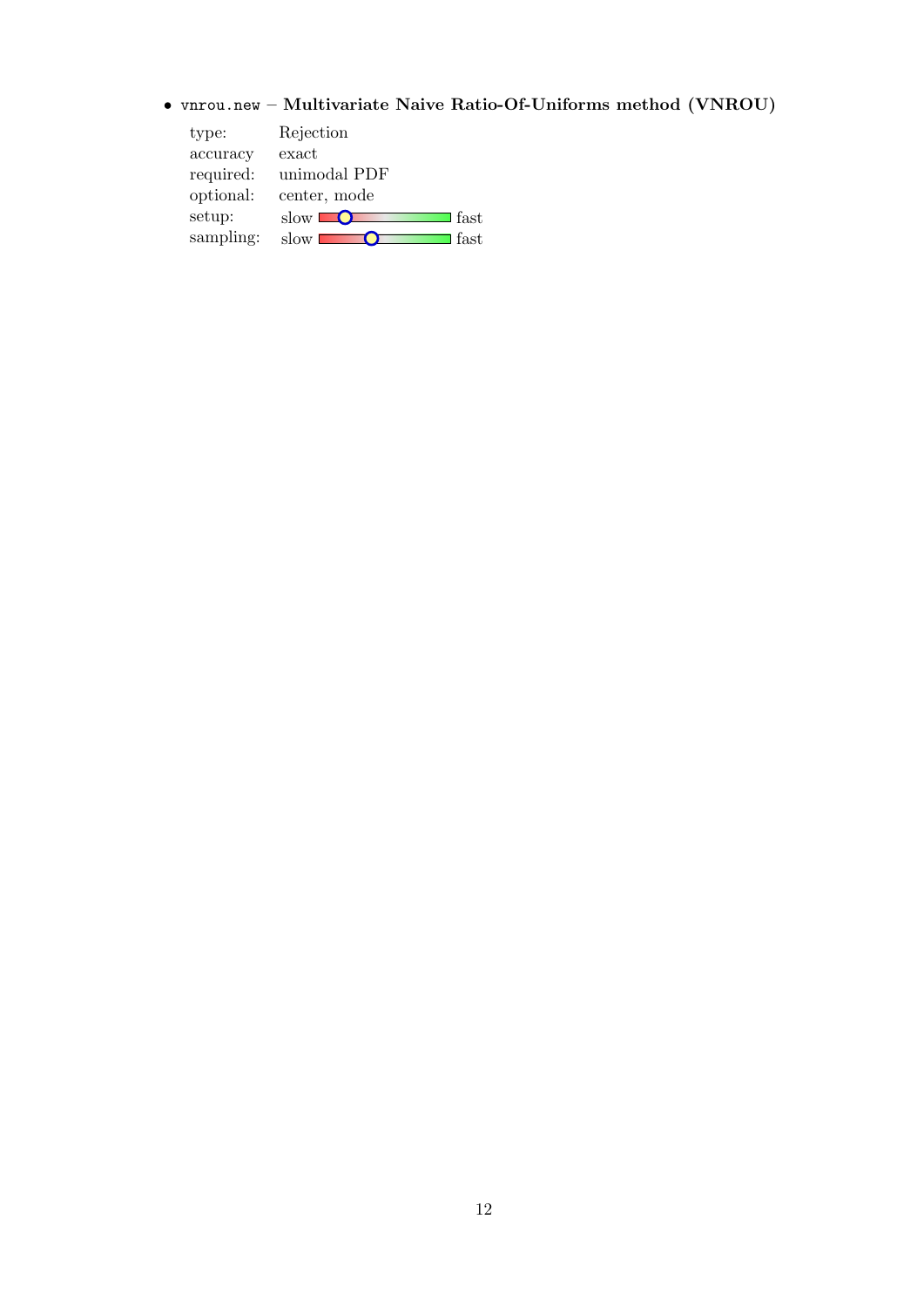- `vnrou.new` – **Multivariate Naive Ratio-Of-Uniforms method (VNROU)**

  | | |
  |---|---|
  | type: | Rejection |
  | accuracy | exact |
  | required: | unimodal PDF |
  | optional: | center, mode |
  | setup: | slow ——— fast |
  | sampling: | slow ——— fast |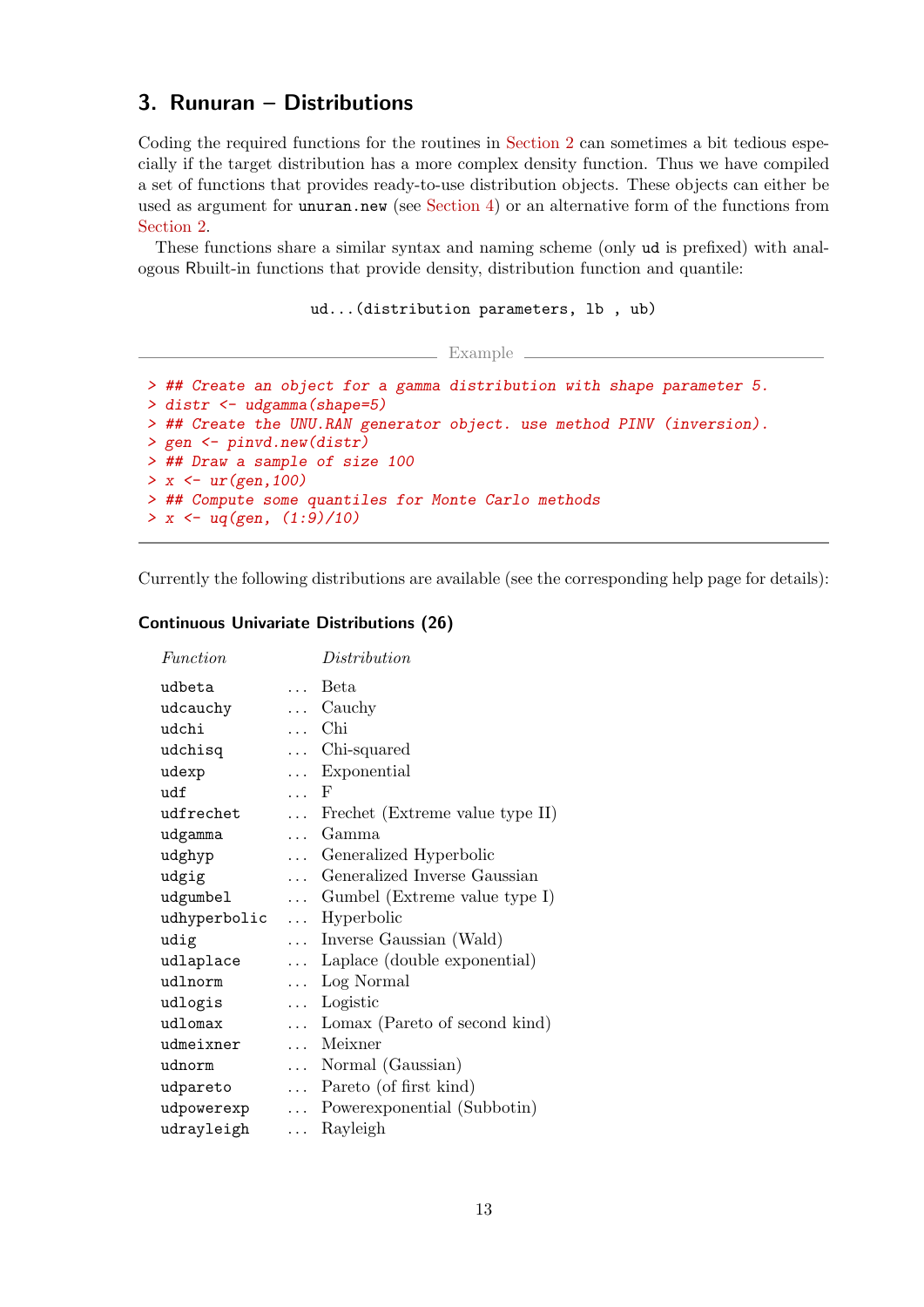## 3. Runuran – Distributions

Coding the required functions for the routines in Section 2 can sometimes a bit tedious especially if the target distribution has a more complex density function. Thus we have compiled a set of functions that provides ready-to-use distribution objects. These objects can either be used as argument for `unuran.new` (see Section 4) or an alternative form of the functions from Section 2.

These functions share a similar syntax and naming scheme (only `ud` is prefixed) with analogous Rbuilt-in functions that provide density, distribution function and quantile:

```
ud...(distribution parameters, lb , ub)
```

Example

```
> ## Create an object for a gamma distribution with shape parameter 5.
> distr <- udgamma(shape=5)
> ## Create the UNU.RAN generator object. use method PINV (inversion).
> gen <- pinvd.new(distr)
> ## Draw a sample of size 100
> x <- ur(gen,100)
> ## Compute some quantiles for Monte Carlo methods
> x <- uq(gen, (1:9)/10)
```

Currently the following distributions are available (see the corresponding help page for details):

### Continuous Univariate Distributions (26)

| *Function* | | *Distribution* |
|---|---|---|
| `udbeta` | ... | Beta |
| `udcauchy` | ... | Cauchy |
| `udchi` | ... | Chi |
| `udchisq` | ... | Chi-squared |
| `udexp` | ... | Exponential |
| `udf` | ... | F |
| `udfrechet` | ... | Frechet (Extreme value type II) |
| `udgamma` | ... | Gamma |
| `udghyp` | ... | Generalized Hyperbolic |
| `udgig` | ... | Generalized Inverse Gaussian |
| `udgumbel` | ... | Gumbel (Extreme value type I) |
| `udhyperbolic` | ... | Hyperbolic |
| `udig` | ... | Inverse Gaussian (Wald) |
| `udlaplace` | ... | Laplace (double exponential) |
| `udlnorm` | ... | Log Normal |
| `udlogis` | ... | Logistic |
| `udlomax` | ... | Lomax (Pareto of second kind) |
| `udmeixner` | ... | Meixner |
| `udnorm` | ... | Normal (Gaussian) |
| `udpareto` | ... | Pareto (of first kind) |
| `udpowerexp` | ... | Powerexponential (Subbotin) |
| `udrayleigh` | ... | Rayleigh |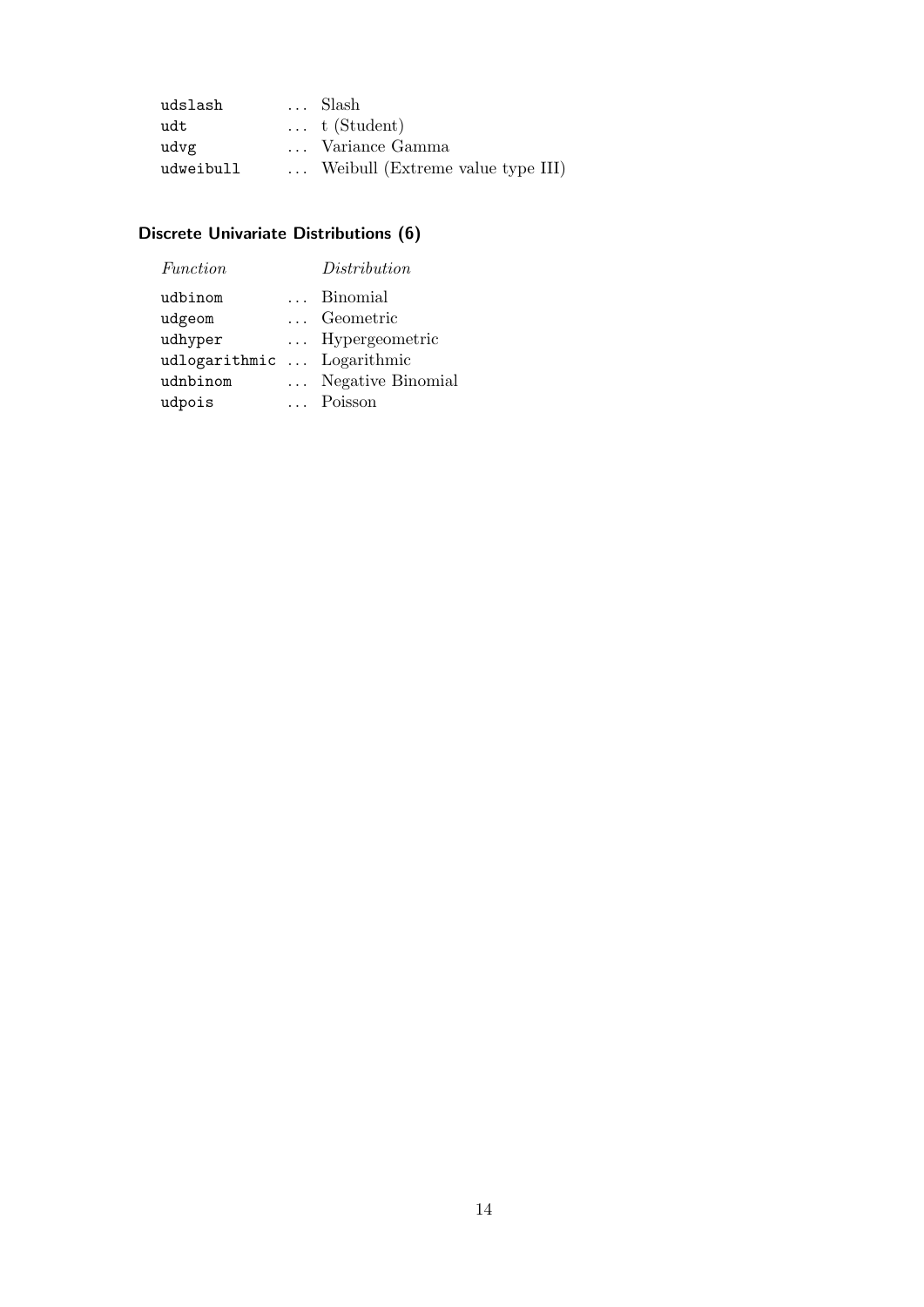| | | |
|---|---|---|
| `udslash` | … | Slash |
| `udt` | … | t (Student) |
| `udvg` | … | Variance Gamma |
| `udweibull` | … | Weibull (Extreme value type III) |

### Discrete Univariate Distributions (6)

| *Function* | | *Distribution* |
|---|---|---|
| `udbinom` | … | Binomial |
| `udgeom` | … | Geometric |
| `udhyper` | … | Hypergeometric |
| `udlogarithmic` | … | Logarithmic |
| `udnbinom` | … | Negative Binomial |
| `udpois` | … | Poisson |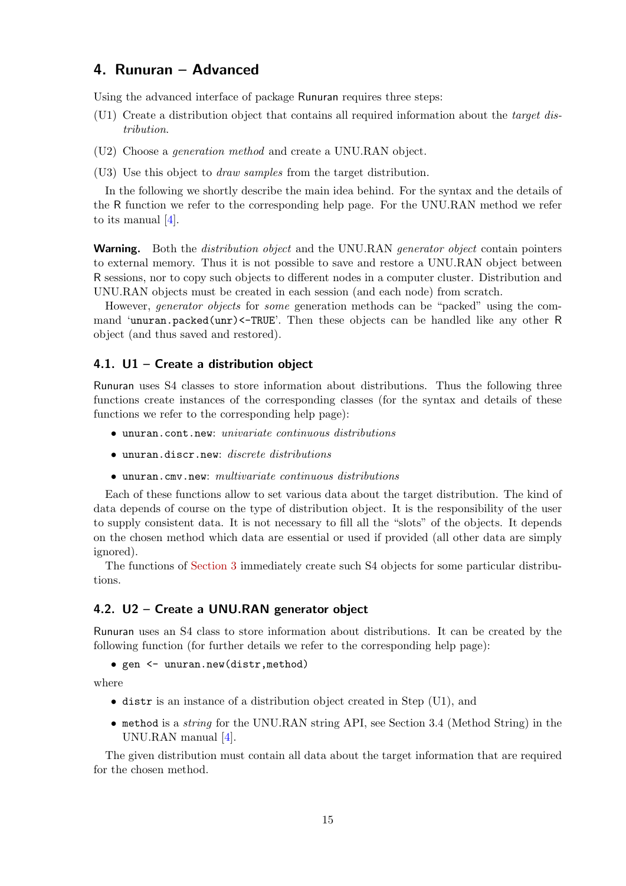## 4. Runuran – Advanced

Using the advanced interface of package Runuran requires three steps:

(U1) Create a distribution object that contains all required information about the *target distribution*.

(U2) Choose a *generation method* and create a UNU.RAN object.

(U3) Use this object to *draw samples* from the target distribution.

In the following we shortly describe the main idea behind. For the syntax and the details of the R function we refer to the corresponding help page. For the UNU.RAN method we refer to its manual [4].

**Warning.** Both the *distribution object* and the UNU.RAN *generator object* contain pointers to external memory. Thus it is not possible to save and restore a UNU.RAN object between R sessions, nor to copy such objects to different nodes in a computer cluster. Distribution and UNU.RAN objects must be created in each session (and each node) from scratch.

However, *generator objects* for *some* generation methods can be "packed" using the command '`unuran.packed(unr)<-TRUE`'. Then these objects can be handled like any other R object (and thus saved and restored).

### 4.1. U1 – Create a distribution object

Runuran uses S4 classes to store information about distributions. Thus the following three functions create instances of the corresponding classes (for the syntax and details of these functions we refer to the corresponding help page):

- `unuran.cont.new`: *univariate continuous distributions*
- `unuran.discr.new`: *discrete distributions*
- `unuran.cmv.new`: *multivariate continuous distributions*

Each of these functions allow to set various data about the target distribution. The kind of data depends of course on the type of distribution object. It is the responsibility of the user to supply consistent data. It is not necessary to fill all the "slots" of the objects. It depends on the chosen method which data are essential or used if provided (all other data are simply ignored).

The functions of Section 3 immediately create such S4 objects for some particular distributions.

### 4.2. U2 – Create a UNU.RAN generator object

Runuran uses an S4 class to store information about distributions. It can be created by the following function (for further details we refer to the corresponding help page):

- `gen <- unuran.new(distr,method)`

where

- `distr` is an instance of a distribution object created in Step (U1), and
- `method` is a *string* for the UNU.RAN string API, see Section 3.4 (Method String) in the UNU.RAN manual [4].

The given distribution must contain all data about the target information that are required for the chosen method.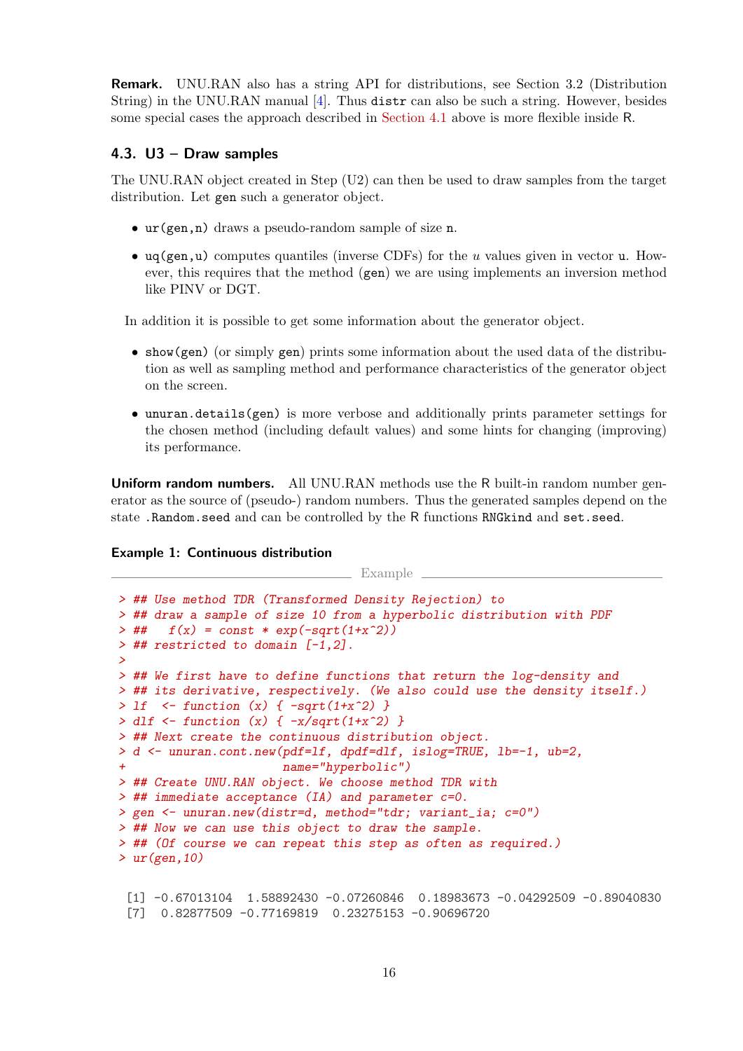**Remark.** UNU.RAN also has a string API for distributions, see Section 3.2 (Distribution String) in the UNU.RAN manual [4]. Thus `distr` can also be such a string. However, besides some special cases the approach described in Section 4.1 above is more flexible inside R.

### 4.3. U3 – Draw samples

The UNU.RAN object created in Step (U2) can then be used to draw samples from the target distribution. Let `gen` such a generator object.

- `ur(gen,n)` draws a pseudo-random sample of size `n`.
- `uq(gen,u)` computes quantiles (inverse CDFs) for the $u$ values given in vector `u`. However, this requires that the method (`gen`) we are using implements an inversion method like PINV or DGT.

In addition it is possible to get some information about the generator object.

- `show(gen)` (or simply `gen`) prints some information about the used data of the distribution as well as sampling method and performance characteristics of the generator object on the screen.
- `unuran.details(gen)` is more verbose and additionally prints parameter settings for the chosen method (including default values) and some hints for changing (improving) its performance.

**Uniform random numbers.** All UNU.RAN methods use the R built-in random number generator as the source of (pseudo-) random numbers. Thus the generated samples depend on the state `.Random.seed` and can be controlled by the R functions `RNGkind` and `set.seed`.

#### Example 1: Continuous distribution

Example

```
> ## Use method TDR (Transformed Density Rejection) to
> ## draw a sample of size 10 from a hyperbolic distribution with PDF
> ##   f(x) = const * exp(-sqrt(1+x^2))
> ## restricted to domain [-1,2].
>
> ## We first have to define functions that return the log-density and
> ## its derivative, respectively. (We also could use the density itself.)
> lf  <- function (x) { -sqrt(1+x^2) }
> dlf <- function (x) { -x/sqrt(1+x^2) }
> ## Next create the continuous distribution object.
> d <- unuran.cont.new(pdf=lf, dpdf=dlf, islog=TRUE, lb=-1, ub=2,
+                      name="hyperbolic")
> ## Create UNU.RAN object. We choose method TDR with
> ## immediate acceptance (IA) and parameter c=0.
> gen <- unuran.new(distr=d, method="tdr; variant_ia; c=0")
> ## Now we can use this object to draw the sample.
> ## (Of course we can repeat this step as often as required.)
> ur(gen,10)

 [1] -0.67013104  1.58892430 -0.07260846  0.18983673 -0.04292509 -0.89040830
 [7]  0.82877509 -0.77169819  0.23275153 -0.90696720
```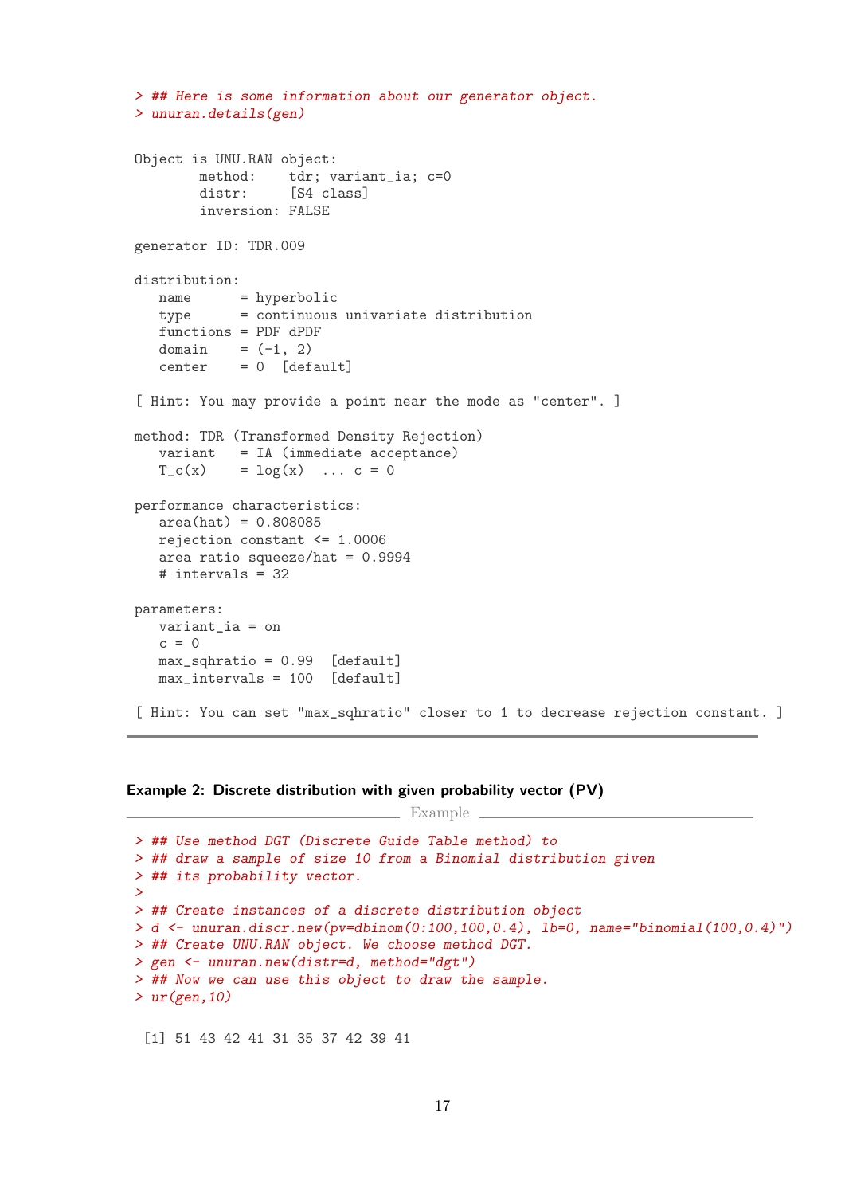```
> ## Here is some information about our generator object.
> unuran.details(gen)


Object is UNU.RAN object:
        method:    tdr; variant_ia; c=0
        distr:     [S4 class]
        inversion: FALSE

generator ID: TDR.009

distribution:
   name      = hyperbolic
   type      = continuous univariate distribution
   functions = PDF dPDF
   domain    = (-1, 2)
   center    = 0  [default]

[ Hint: You may provide a point near the mode as "center". ]

method: TDR (Transformed Density Rejection)
   variant   = IA (immediate acceptance)
   T_c(x)    = log(x)  ... c = 0

performance characteristics:
   area(hat) = 0.808085
   rejection constant <= 1.0006
   area ratio squeeze/hat = 0.9994
   # intervals = 32

parameters:
   variant_ia = on
   c = 0
   max_sqhratio = 0.99  [default]
   max_intervals = 100  [default]

[ Hint: You can set "max_sqhratio" closer to 1 to decrease rejection constant. ]
```

**Example 2: Discrete distribution with given probability vector (PV)**

Example

```
> ## Use method DGT (Discrete Guide Table method) to
> ## draw a sample of size 10 from a Binomial distribution given
> ## its probability vector.
>
> ## Create instances of a discrete distribution object
> d <- unuran.discr.new(pv=dbinom(0:100,100,0.4), lb=0, name="binomial(100,0.4)")
> ## Create UNU.RAN object. We choose method DGT.
> gen <- unuran.new(distr=d, method="dgt")
> ## Now we can use this object to draw the sample.
> ur(gen,10)

 [1] 51 43 42 41 31 35 37 42 39 41
```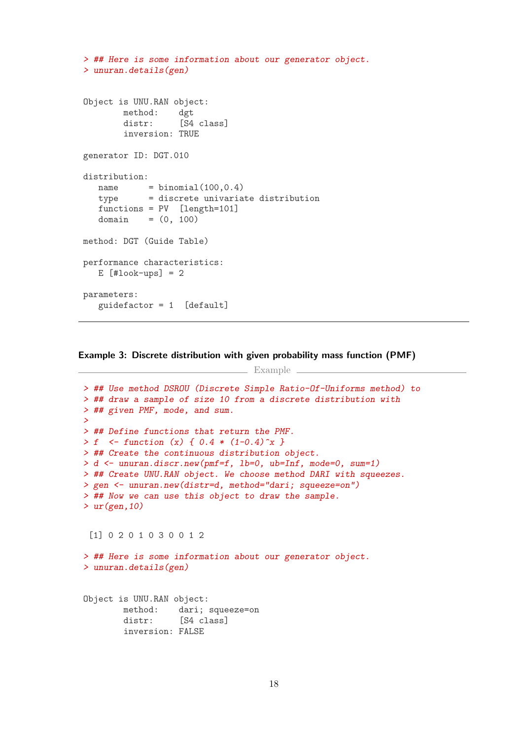```
> ## Here is some information about our generator object.
> unuran.details(gen)


Object is UNU.RAN object:
        method:    dgt
        distr:     [S4 class]
        inversion: TRUE

generator ID: DGT.010

distribution:
   name      = binomial(100,0.4)
   type      = discrete univariate distribution
   functions = PV  [length=101]
   domain    = (0, 100)

method: DGT (Guide Table)

performance characteristics:
   E [#look-ups] = 2

parameters:
   guidefactor = 1  [default]
```

---

**Example 3: Discrete distribution with given probability mass function (PMF)**

Example

```
> ## Use method DSROU (Discrete Simple Ratio-Of-Uniforms method) to
> ## draw a sample of size 10 from a discrete distribution with
> ## given PMF, mode, and sum.
>
> ## Define functions that return the PMF.
> f  <- function (x) { 0.4 * (1-0.4)^x }
> ## Create the continuous distribution object.
> d <- unuran.discr.new(pmf=f, lb=0, ub=Inf, mode=0, sum=1)
> ## Create UNU.RAN object. We choose method DARI with squeezes.
> gen <- unuran.new(distr=d, method="dari; squeeze=on")
> ## Now we can use this object to draw the sample.
> ur(gen,10)

 [1] 0 2 0 1 0 3 0 0 1 2

> ## Here is some information about our generator object.
> unuran.details(gen)


Object is UNU.RAN object:
        method:    dari; squeeze=on
        distr:     [S4 class]
        inversion: FALSE
```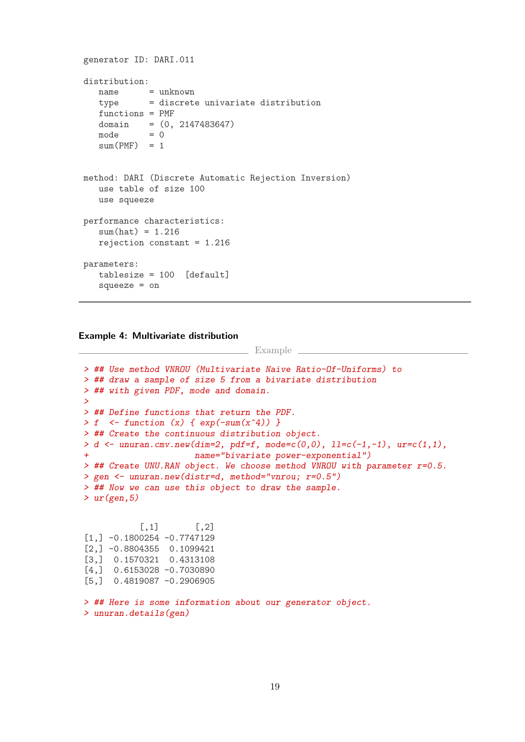```
generator ID: DARI.011

distribution:
   name      = unknown
   type      = discrete univariate distribution
   functions = PMF
   domain    = (0, 2147483647)
   mode      = 0
   sum(PMF)  = 1


method: DARI (Discrete Automatic Rejection Inversion)
   use table of size 100
   use squeeze

performance characteristics:
   sum(hat) = 1.216
   rejection constant = 1.216

parameters:
   tablesize = 100  [default]
   squeeze = on
```

**Example 4: Multivariate distribution**

Example

```
> ## Use method VNROU (Multivariate Naive Ratio-Of-Uniforms) to
> ## draw a sample of size 5 from a bivariate distribution
> ## with given PDF, mode and domain.
>
> ## Define functions that return the PDF.
> f  <- function (x) { exp(-sum(x^4)) }
> ## Create the continuous distribution object.
> d <- unuran.cmv.new(dim=2, pdf=f, mode=c(0,0), ll=c(-1,-1), ur=c(1,1),
+                     name="bivariate power-exponential")
> ## Create UNU.RAN object. We choose method VNROU with parameter r=0.5.
> gen <- unuran.new(distr=d, method="vnrou; r=0.5")
> ## Now we can use this object to draw the sample.
> ur(gen,5)
```

```
           [,1]       [,2]
[1,] -0.1800254 -0.7747129
[2,] -0.8804355  0.1099421
[3,]  0.1570321  0.4313108
[4,]  0.6153028 -0.7030890
[5,]  0.4819087 -0.2906905
```

```
> ## Here is some information about our generator object.
> unuran.details(gen)
```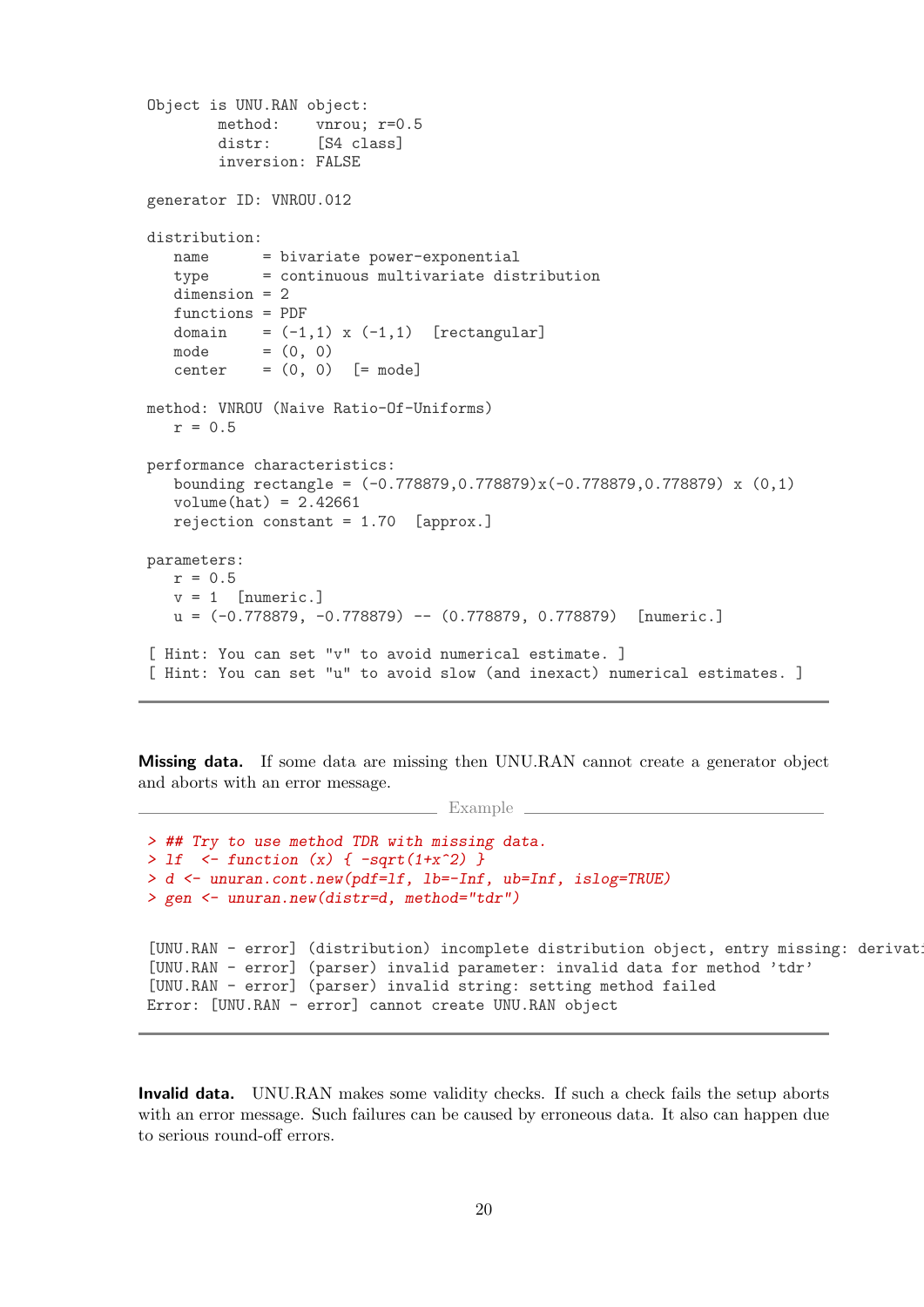```
Object is UNU.RAN object:
        method:    vnrou; r=0.5
        distr:     [S4 class]
        inversion: FALSE

generator ID: VNROU.012

distribution:
   name      = bivariate power-exponential
   type      = continuous multivariate distribution
   dimension = 2
   functions = PDF
   domain    = (-1,1) x (-1,1)  [rectangular]
   mode      = (0, 0)
   center    = (0, 0)  [= mode]

method: VNROU (Naive Ratio-Of-Uniforms)
   r = 0.5

performance characteristics:
   bounding rectangle = (-0.778879,0.778879)x(-0.778879,0.778879) x (0,1)
   volume(hat) = 2.42661
   rejection constant = 1.70  [approx.]

parameters:
   r = 0.5
   v = 1  [numeric.]
   u = (-0.778879, -0.778879) -- (0.778879, 0.778879)  [numeric.]

[ Hint: You can set "v" to avoid numerical estimate. ]
[ Hint: You can set "u" to avoid slow (and inexact) numerical estimates. ]
```

**Missing data.** If some data are missing then UNU.RAN cannot create a generator object and aborts with an error message.

Example

```
> ## Try to use method TDR with missing data.
> lf  <- function (x) { -sqrt(1+x^2) }
> d <- unuran.cont.new(pdf=lf, lb=-Inf, ub=Inf, islog=TRUE)
> gen <- unuran.new(distr=d, method="tdr")

[UNU.RAN - error] (distribution) incomplete distribution object, entry missing: derivati
[UNU.RAN - error] (parser) invalid parameter: invalid data for method 'tdr'
[UNU.RAN - error] (parser) invalid string: setting method failed
Error: [UNU.RAN - error] cannot create UNU.RAN object
```

**Invalid data.** UNU.RAN makes some validity checks. If such a check fails the setup aborts with an error message. Such failures can be caused by erroneous data. It also can happen due to serious round-off errors.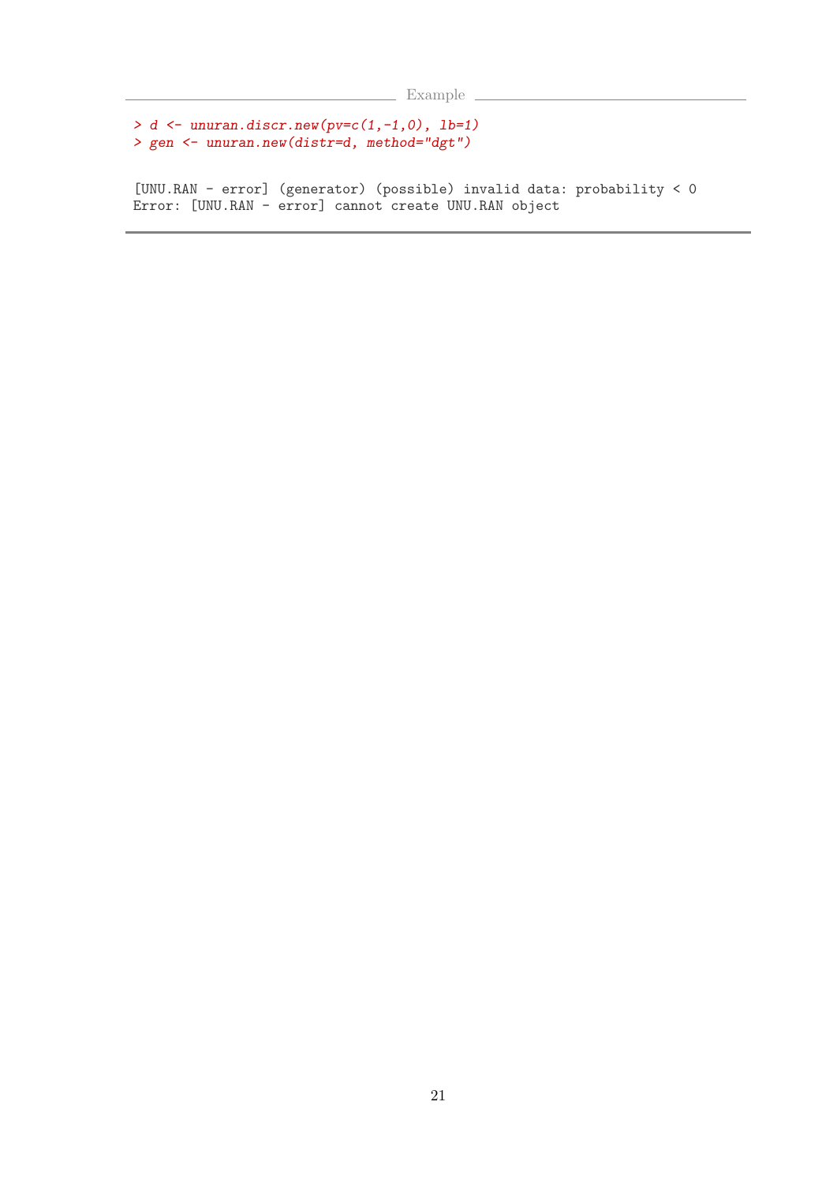Example

```
> d <- unuran.discr.new(pv=c(1,-1,0), lb=1)
> gen <- unuran.new(distr=d, method="dgt")

[UNU.RAN - error] (generator) (possible) invalid data: probability < 0
Error: [UNU.RAN - error] cannot create UNU.RAN object
```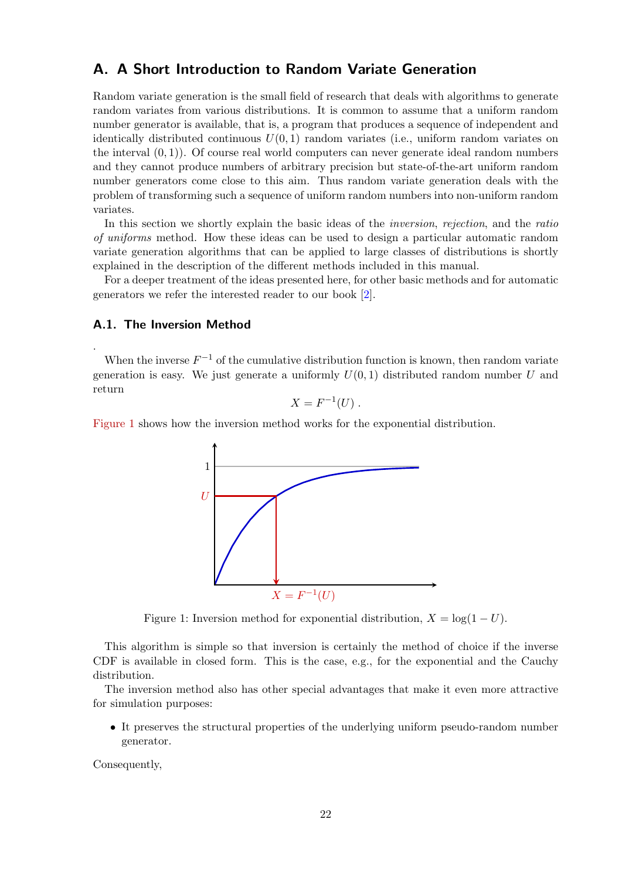## A. A Short Introduction to Random Variate Generation

Random variate generation is the small field of research that deals with algorithms to generate random variates from various distributions. It is common to assume that a uniform random number generator is available, that is, a program that produces a sequence of independent and identically distributed continuous $U(0, 1)$ random variates (i.e., uniform random variates on the interval $(0, 1)$). Of course real world computers can never generate ideal random numbers and they cannot produce numbers of arbitrary precision but state-of-the-art uniform random number generators come close to this aim. Thus random variate generation deals with the problem of transforming such a sequence of uniform random numbers into non-uniform random variates.

In this section we shortly explain the basic ideas of the *inversion*, *rejection*, and the *ratio of uniforms* method. How these ideas can be used to design a particular automatic random variate generation algorithms that can be applied to large classes of distributions is shortly explained in the description of the different methods included in this manual.

For a deeper treatment of the ideas presented here, for other basic methods and for automatic generators we refer the interested reader to our book [2].

### A.1. The Inversion Method

.

When the inverse $F^{-1}$ of the cumulative distribution function is known, then random variate generation is easy. We just generate a uniformly $U(0, 1)$ distributed random number $U$ and return

$$X = F^{-1}(U) .$$

Figure 1 shows how the inversion method works for the exponential distribution.

Figure 1: Inversion method for exponential distribution, $X = \log(1 - U)$.

This algorithm is simple so that inversion is certainly the method of choice if the inverse CDF is available in closed form. This is the case, e.g., for the exponential and the Cauchy distribution.

The inversion method also has other special advantages that make it even more attractive for simulation purposes:

- It preserves the structural properties of the underlying uniform pseudo-random number generator.

Consequently,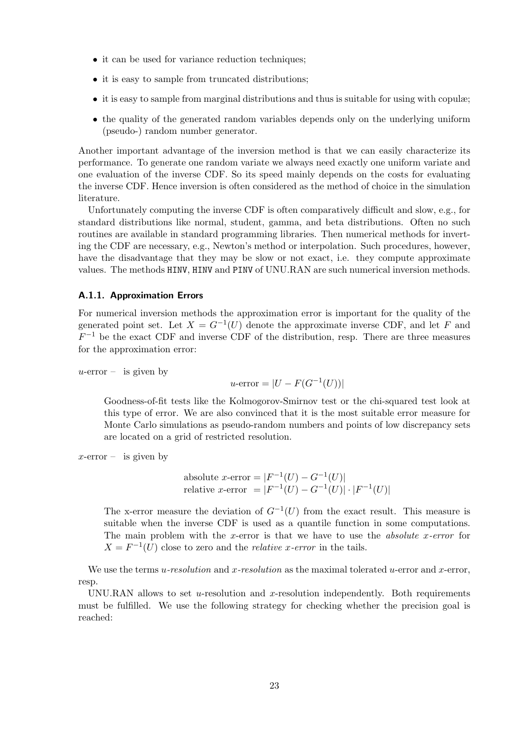- it can be used for variance reduction techniques;
- it is easy to sample from truncated distributions;
- it is easy to sample from marginal distributions and thus is suitable for using with copulæ;
- the quality of the generated random variables depends only on the underlying uniform (pseudo-) random number generator.

Another important advantage of the inversion method is that we can easily characterize its performance. To generate one random variate we always need exactly one uniform variate and one evaluation of the inverse CDF. So its speed mainly depends on the costs for evaluating the inverse CDF. Hence inversion is often considered as the method of choice in the simulation literature.

Unfortunately computing the inverse CDF is often comparatively difficult and slow, e.g., for standard distributions like normal, student, gamma, and beta distributions. Often no such routines are available in standard programming libraries. Then numerical methods for inverting the CDF are necessary, e.g., Newton's method or interpolation. Such procedures, however, have the disadvantage that they may be slow or not exact, i.e. they compute approximate values. The methods HINV, HINV and PINV of UNU.RAN are such numerical inversion methods.

### A.1.1. Approximation Errors

For numerical inversion methods the approximation error is important for the quality of the generated point set. Let $X = G^{-1}(U)$ denote the approximate inverse CDF, and let $F$ and $F^{-1}$ be the exact CDF and inverse CDF of the distribution, resp. There are three measures for the approximation error:

*u*-error – is given by

$$u\text{-error} = |U - F(G^{-1}(U))|$$

Goodness-of-fit tests like the Kolmogorov-Smirnov test or the chi-squared test look at this type of error. We are also convinced that it is the most suitable error measure for Monte Carlo simulations as pseudo-random numbers and points of low discrepancy sets are located on a grid of restricted resolution.

*x*-error – is given by

$$\begin{aligned}\text{absolute } x\text{-error} &= |F^{-1}(U) - G^{-1}(U)| \\ \text{relative } x\text{-error} &= |F^{-1}(U) - G^{-1}(U)| \cdot |F^{-1}(U)|\end{aligned}$$

The x-error measure the deviation of $G^{-1}(U)$ from the exact result. This measure is suitable when the inverse CDF is used as a quantile function in some computations. The main problem with the $x$-error is that we have to use the *absolute x-error* for $X = F^{-1}(U)$ close to zero and the *relative x-error* in the tails.

We use the terms *u-resolution* and *x-resolution* as the maximal tolerated $u$-error and $x$-error, resp.

UNU.RAN allows to set $u$-resolution and $x$-resolution independently. Both requirements must be fulfilled. We use the following strategy for checking whether the precision goal is reached: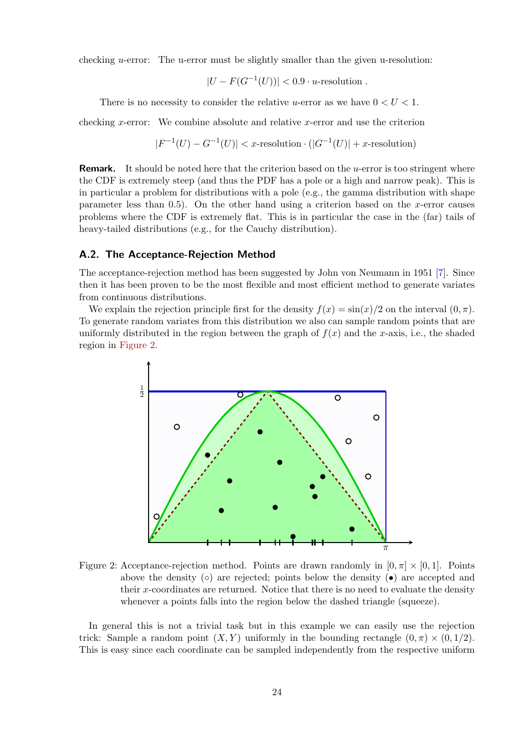checking $u$-error: The u-error must be slightly smaller than the given u-resolution:

$$|U - F(G^{-1}(U))| < 0.9 \cdot u\text{-resolution} .$$

There is no necessity to consider the relative $u$-error as we have $0 < U < 1$.

checking $x$-error: We combine absolute and relative $x$-error and use the criterion

$$|F^{-1}(U) - G^{-1}(U)| < x\text{-resolution} \cdot (|G^{-1}(U)| + x\text{-resolution})$$

**Remark.** It should be noted here that the criterion based on the $u$-error is too stringent where the CDF is extremely steep (and thus the PDF has a pole or a high and narrow peak). This is in particular a problem for distributions with a pole (e.g., the gamma distribution with shape parameter less than 0.5). On the other hand using a criterion based on the $x$-error causes problems where the CDF is extremely flat. This is in particular the case in the (far) tails of heavy-tailed distributions (e.g., for the Cauchy distribution).

### A.2. The Acceptance-Rejection Method

The acceptance-rejection method has been suggested by John von Neumann in 1951 [7]. Since then it has been proven to be the most flexible and most efficient method to generate variates from continuous distributions.

We explain the rejection principle first for the density $f(x) = \sin(x)/2$ on the interval $(0, \pi)$. To generate random variates from this distribution we also can sample random points that are uniformly distributed in the region between the graph of $f(x)$ and the $x$-axis, i.e., the shaded region in Figure 2.

Figure 2: Acceptance-rejection method. Points are drawn randomly in $[0, \pi] \times [0, 1]$. Points above the density (○) are rejected; points below the density (●) are accepted and their $x$-coordinates are returned. Notice that there is no need to evaluate the density whenever a points falls into the region below the dashed triangle (squeeze).

In general this is not a trivial task but in this example we can easily use the rejection trick: Sample a random point $(X, Y)$ uniformly in the bounding rectangle $(0, \pi) \times (0, 1/2)$. This is easy since each coordinate can be sampled independently from the respective uniform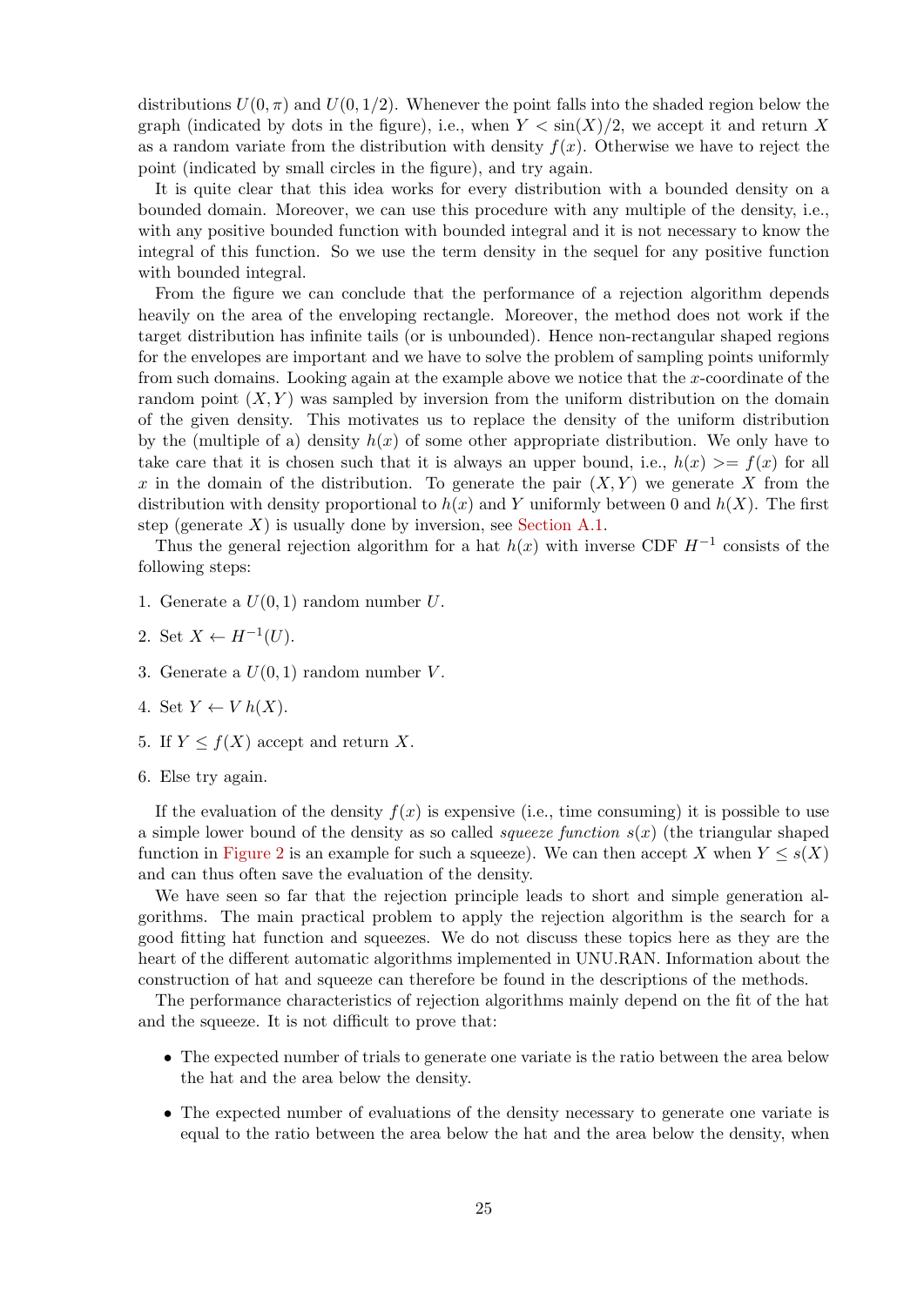distributions $U(0, \pi)$ and $U(0, 1/2)$. Whenever the point falls into the shaded region below the graph (indicated by dots in the figure), i.e., when $Y < \sin(X)/2$, we accept it and return $X$ as a random variate from the distribution with density $f(x)$. Otherwise we have to reject the point (indicated by small circles in the figure), and try again.

It is quite clear that this idea works for every distribution with a bounded density on a bounded domain. Moreover, we can use this procedure with any multiple of the density, i.e., with any positive bounded function with bounded integral and it is not necessary to know the integral of this function. So we use the term density in the sequel for any positive function with bounded integral.

From the figure we can conclude that the performance of a rejection algorithm depends heavily on the area of the enveloping rectangle. Moreover, the method does not work if the target distribution has infinite tails (or is unbounded). Hence non-rectangular shaped regions for the envelopes are important and we have to solve the problem of sampling points uniformly from such domains. Looking again at the example above we notice that the $x$-coordinate of the random point $(X, Y)$ was sampled by inversion from the uniform distribution on the domain of the given density. This motivates us to replace the density of the uniform distribution by the (multiple of a) density $h(x)$ of some other appropriate distribution. We only have to take care that it is chosen such that it is always an upper bound, i.e., $h(x) >= f(x)$ for all $x$ in the domain of the distribution. To generate the pair $(X, Y)$ we generate $X$ from the distribution with density proportional to $h(x)$ and $Y$ uniformly between 0 and $h(X)$. The first step (generate $X$) is usually done by inversion, see Section A.1.

Thus the general rejection algorithm for a hat $h(x)$ with inverse CDF $H^{-1}$ consists of the following steps:

1. Generate a $U(0, 1)$ random number $U$.
2. Set $X \leftarrow H^{-1}(U)$.
3. Generate a $U(0, 1)$ random number $V$.
4. Set $Y \leftarrow V\, h(X)$.
5. If $Y \le f(X)$ accept and return $X$.
6. Else try again.

If the evaluation of the density $f(x)$ is expensive (i.e., time consuming) it is possible to use a simple lower bound of the density as so called *squeeze function* $s(x)$ (the triangular shaped function in Figure 2 is an example for such a squeeze). We can then accept $X$ when $Y \le s(X)$ and can thus often save the evaluation of the density.

We have seen so far that the rejection principle leads to short and simple generation algorithms. The main practical problem to apply the rejection algorithm is the search for a good fitting hat function and squeezes. We do not discuss these topics here as they are the heart of the different automatic algorithms implemented in UNU.RAN. Information about the construction of hat and squeeze can therefore be found in the descriptions of the methods.

The performance characteristics of rejection algorithms mainly depend on the fit of the hat and the squeeze. It is not difficult to prove that:

- The expected number of trials to generate one variate is the ratio between the area below the hat and the area below the density.
- The expected number of evaluations of the density necessary to generate one variate is equal to the ratio between the area below the hat and the area below the density, when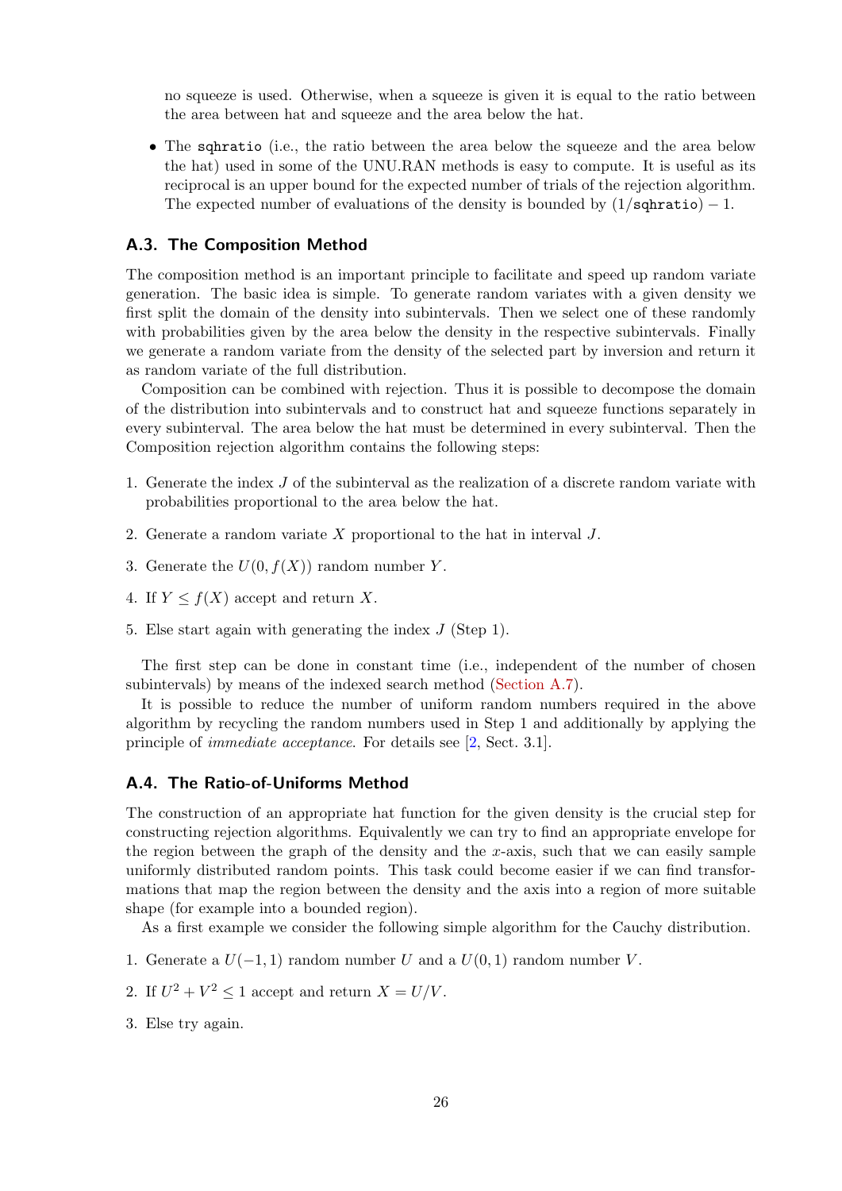no squeeze is used. Otherwise, when a squeeze is given it is equal to the ratio between the area between hat and squeeze and the area below the hat.

- The `sqhratio` (i.e., the ratio between the area below the squeeze and the area below the hat) used in some of the UNU.RAN methods is easy to compute. It is useful as its reciprocal is an upper bound for the expected number of trials of the rejection algorithm. The expected number of evaluations of the density is bounded by $(1/\texttt{sqhratio}) - 1$.

### A.3. The Composition Method

The composition method is an important principle to facilitate and speed up random variate generation. The basic idea is simple. To generate random variates with a given density we first split the domain of the density into subintervals. Then we select one of these randomly with probabilities given by the area below the density in the respective subintervals. Finally we generate a random variate from the density of the selected part by inversion and return it as random variate of the full distribution.

Composition can be combined with rejection. Thus it is possible to decompose the domain of the distribution into subintervals and to construct hat and squeeze functions separately in every subinterval. The area below the hat must be determined in every subinterval. Then the Composition rejection algorithm contains the following steps:

1. Generate the index $J$ of the subinterval as the realization of a discrete random variate with probabilities proportional to the area below the hat.
2. Generate a random variate $X$ proportional to the hat in interval $J$.
3. Generate the $U(0, f(X))$ random number $Y$.
4. If $Y \leq f(X)$ accept and return $X$.
5. Else start again with generating the index $J$ (Step 1).

The first step can be done in constant time (i.e., independent of the number of chosen subintervals) by means of the indexed search method (Section A.7).

It is possible to reduce the number of uniform random numbers required in the above algorithm by recycling the random numbers used in Step 1 and additionally by applying the principle of *immediate acceptance*. For details see [2, Sect. 3.1].

### A.4. The Ratio-of-Uniforms Method

The construction of an appropriate hat function for the given density is the crucial step for constructing rejection algorithms. Equivalently we can try to find an appropriate envelope for the region between the graph of the density and the $x$-axis, such that we can easily sample uniformly distributed random points. This task could become easier if we can find transformations that map the region between the density and the axis into a region of more suitable shape (for example into a bounded region).

As a first example we consider the following simple algorithm for the Cauchy distribution.

1. Generate a $U(-1, 1)$ random number $U$ and a $U(0, 1)$ random number $V$.
2. If $U^2 + V^2 \leq 1$ accept and return $X = U/V$.
3. Else try again.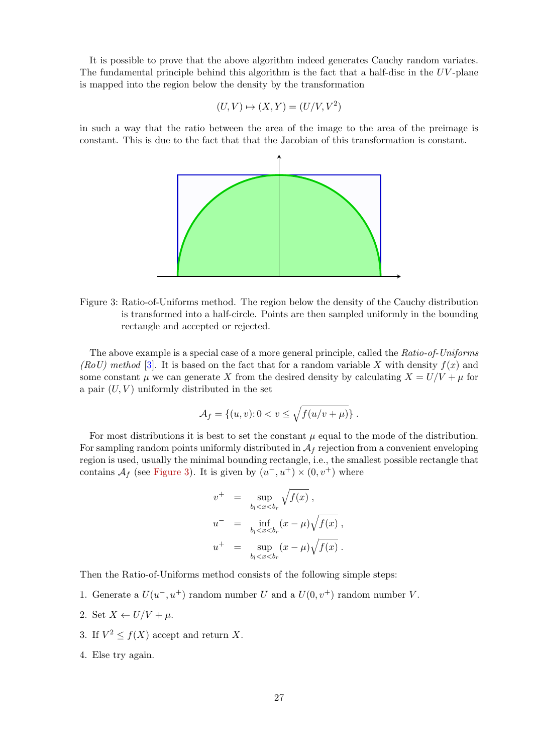It is possible to prove that the above algorithm indeed generates Cauchy random variates. The fundamental principle behind this algorithm is the fact that a half-disc in the $UV$-plane is mapped into the region below the density by the transformation

$$(U, V) \mapsto (X, Y) = (U/V, V^2)$$

in such a way that the ratio between the area of the image to the area of the preimage is constant. This is due to the fact that that the Jacobian of this transformation is constant.

Figure 3: Ratio-of-Uniforms method. The region below the density of the Cauchy distribution is transformed into a half-circle. Points are then sampled uniformly in the bounding rectangle and accepted or rejected.

The above example is a special case of a more general principle, called the *Ratio-of-Uniforms (RoU) method* [3]. It is based on the fact that for a random variable $X$ with density $f(x)$ and some constant $\mu$ we can generate $X$ from the desired density by calculating $X = U/V + \mu$ for a pair $(U, V)$ uniformly distributed in the set

$$\mathcal{A}_f = \{(u, v) \colon 0 < v \leq \sqrt{f(u/v + \mu)}\} .$$

For most distributions it is best to set the constant $\mu$ equal to the mode of the distribution. For sampling random points uniformly distributed in $\mathcal{A}_f$ rejection from a convenient enveloping region is used, usually the minimal bounding rectangle, i.e., the smallest possible rectangle that contains $\mathcal{A}_f$ (see Figure 3). It is given by $(u^-, u^+) \times (0, v^+)$ where

$$\begin{aligned}
v^+ &= \sup_{b_l < x < b_r} \sqrt{f(x)} , \\
u^- &= \inf_{b_l < x < b_r} (x - \mu)\sqrt{f(x)} , \\
u^+ &= \sup_{b_l < x < b_r} (x - \mu)\sqrt{f(x)} .
\end{aligned}$$

Then the Ratio-of-Uniforms method consists of the following simple steps:

1. Generate a $U(u^-, u^+)$ random number $U$ and a $U(0, v^+)$ random number $V$.
2. Set $X \leftarrow U/V + \mu$.
3. If $V^2 \leq f(X)$ accept and return $X$.
4. Else try again.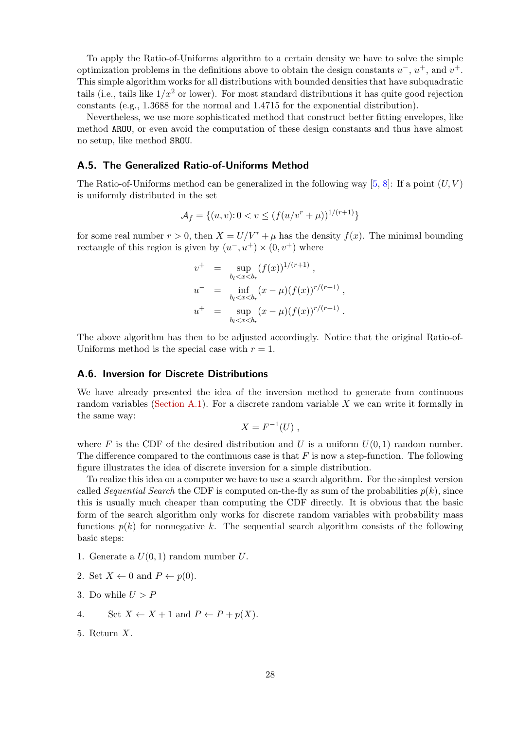To apply the Ratio-of-Uniforms algorithm to a certain density we have to solve the simple optimization problems in the definitions above to obtain the design constants $u^-$, $u^+$, and $v^+$. This simple algorithm works for all distributions with bounded densities that have subquadratic tails (i.e., tails like $1/x^2$ or lower). For most standard distributions it has quite good rejection constants (e.g., 1.3688 for the normal and 1.4715 for the exponential distribution).

Nevertheless, we use more sophisticated method that construct better fitting envelopes, like method AROU, or even avoid the computation of these design constants and thus have almost no setup, like method SROU.

### A.5. The Generalized Ratio-of-Uniforms Method

The Ratio-of-Uniforms method can be generalized in the following way [5, 8]: If a point $(U, V)$ is uniformly distributed in the set

$$\mathcal{A}_f = \{(u, v) \colon 0 < v \leq (f(u/v^r + \mu))^{1/(r+1)}\}$$

for some real number $r > 0$, then $X = U/V^r + \mu$ has the density $f(x)$. The minimal bounding rectangle of this region is given by $(u^-, u^+) \times (0, v^+)$ where

$$\begin{aligned}
v^+ &= \sup_{b_l < x < b_r} (f(x))^{1/(r+1)} \,, \\
u^- &= \inf_{b_l < x < b_r} (x - \mu)(f(x))^{r/(r+1)} \,, \\
u^+ &= \sup_{b_l < x < b_r} (x - \mu)(f(x))^{r/(r+1)} \,.
\end{aligned}$$

The above algorithm has then to be adjusted accordingly. Notice that the original Ratio-of-Uniforms method is the special case with $r = 1$.

### A.6. Inversion for Discrete Distributions

We have already presented the idea of the inversion method to generate from continuous random variables (Section A.1). For a discrete random variable $X$ we can write it formally in the same way:

$$X = F^{-1}(U) \,,$$

where $F$ is the CDF of the desired distribution and $U$ is a uniform $U(0, 1)$ random number. The difference compared to the continuous case is that $F$ is now a step-function. The following figure illustrates the idea of discrete inversion for a simple distribution.

To realize this idea on a computer we have to use a search algorithm. For the simplest version called *Sequential Search* the CDF is computed on-the-fly as sum of the probabilities $p(k)$, since this is usually much cheaper than computing the CDF directly. It is obvious that the basic form of the search algorithm only works for discrete random variables with probability mass functions $p(k)$ for nonnegative $k$. The sequential search algorithm consists of the following basic steps:

1. Generate a $U(0, 1)$ random number $U$.
2. Set $X \leftarrow 0$ and $P \leftarrow p(0)$.
3. Do while $U > P$
4. Set $X \leftarrow X + 1$ and $P \leftarrow P + p(X)$.
5. Return $X$.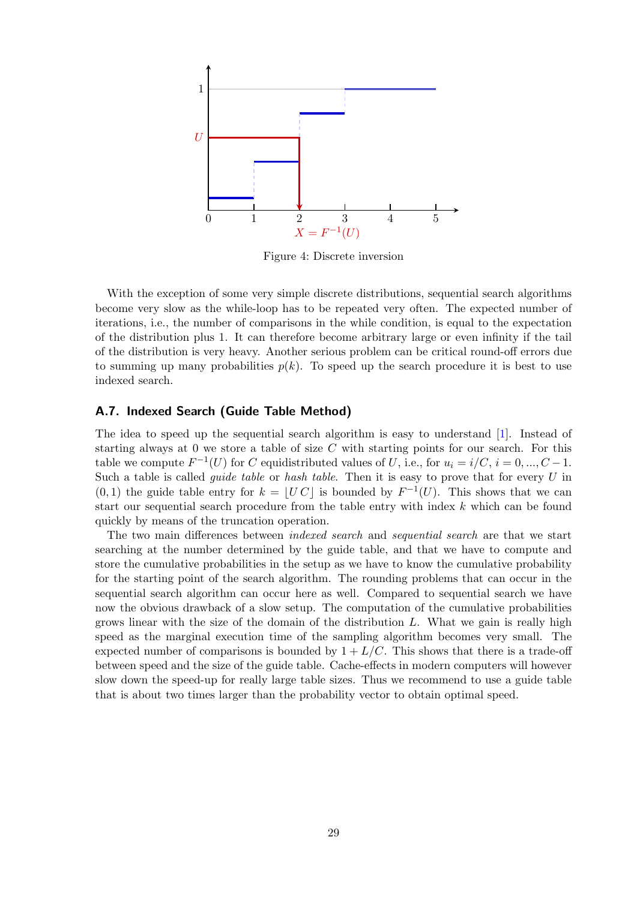Figure 4: Discrete inversion

With the exception of some very simple discrete distributions, sequential search algorithms become very slow as the while-loop has to be repeated very often. The expected number of iterations, i.e., the number of comparisons in the while condition, is equal to the expectation of the distribution plus 1. It can therefore become arbitrary large or even infinity if the tail of the distribution is very heavy. Another serious problem can be critical round-off errors due to summing up many probabilities $p(k)$. To speed up the search procedure it is best to use indexed search.

### A.7. Indexed Search (Guide Table Method)

The idea to speed up the sequential search algorithm is easy to understand [1]. Instead of starting always at 0 we store a table of size $C$ with starting points for our search. For this table we compute $F^{-1}(U)$ for $C$ equidistributed values of $U$, i.e., for $u_i = i/C$, $i = 0, ..., C-1$. Such a table is called *guide table* or *hash table*. Then it is easy to prove that for every $U$ in $(0,1)$ the guide table entry for $k = \lfloor U\,C \rfloor$ is bounded by $F^{-1}(U)$. This shows that we can start our sequential search procedure from the table entry with index $k$ which can be found quickly by means of the truncation operation.

The two main differences between *indexed search* and *sequential search* are that we start searching at the number determined by the guide table, and that we have to compute and store the cumulative probabilities in the setup as we have to know the cumulative probability for the starting point of the search algorithm. The rounding problems that can occur in the sequential search algorithm can occur here as well. Compared to sequential search we have now the obvious drawback of a slow setup. The computation of the cumulative probabilities grows linear with the size of the domain of the distribution $L$. What we gain is really high speed as the marginal execution time of the sampling algorithm becomes very small. The expected number of comparisons is bounded by $1 + L/C$. This shows that there is a trade-off between speed and the size of the guide table. Cache-effects in modern computers will however slow down the speed-up for really large table sizes. Thus we recommend to use a guide table that is about two times larger than the probability vector to obtain optimal speed.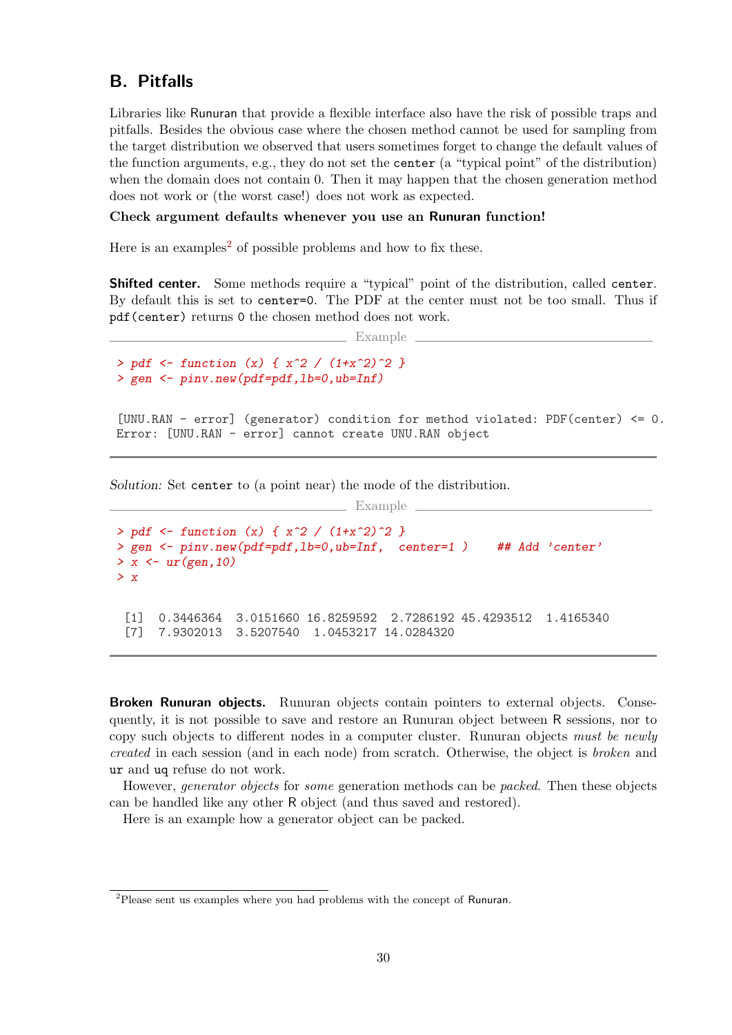## B. Pitfalls

Libraries like Runuran that provide a flexible interface also have the risk of possible traps and pitfalls. Besides the obvious case where the chosen method cannot be used for sampling from the target distribution we observed that users sometimes forget to change the default values of the function arguments, e.g., they do not set the `center` (a "typical point" of the distribution) when the domain does not contain 0. Then it may happen that the chosen generation method does not work or (the worst case!) does not work as expected.

**Check argument defaults whenever you use an Runuran function!**

Here is an examples[2] of possible problems and how to fix these.

**Shifted center.** Some methods require a "typical" point of the distribution, called `center`. By default this is set to `center=0`. The PDF at the center must not be too small. Thus if `pdf(center)` returns 0 the chosen method does not work.

Example

```
> pdf <- function (x) { x^2 / (1+x^2)^2 }
> gen <- pinv.new(pdf=pdf,lb=0,ub=Inf)

[UNU.RAN - error] (generator) condition for method violated: PDF(center) <= 0.
Error: [UNU.RAN - error] cannot create UNU.RAN object
```

*Solution:* Set `center` to (a point near) the mode of the distribution.

Example

```
> pdf <- function (x) { x^2 / (1+x^2)^2 }
> gen <- pinv.new(pdf=pdf,lb=0,ub=Inf,  center=1 )     ## Add 'center'
> x <- ur(gen,10)
> x

 [1]  0.3446364  3.0151660 16.8259592  2.7286192 45.4293512  1.4165340
 [7]  7.9302013  3.5207540  1.0453217 14.0284320
```

**Broken Runuran objects.** Runuran objects contain pointers to external objects. Consequently, it is not possible to save and restore an Runuran object between R sessions, nor to copy such objects to different nodes in a computer cluster. Runuran objects *must be newly created* in each session (and in each node) from scratch. Otherwise, the object is *broken* and `ur` and `uq` refuse do not work.

However, *generator objects* for *some* generation methods can be *packed*. Then these objects can be handled like any other R object (and thus saved and restored).

Here is an example how a generator object can be packed.

[2] Please sent us examples where you had problems with the concept of Runuran.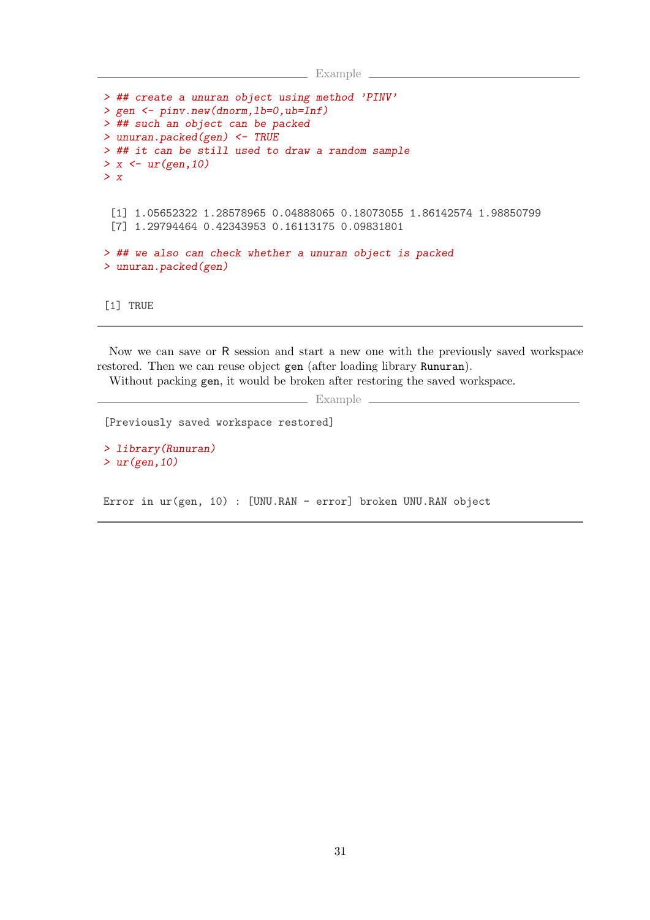Example

```
> ## create a unuran object using method 'PINV'
> gen <- pinv.new(dnorm,lb=0,ub=Inf)
> ## such an object can be packed
> unuran.packed(gen) <- TRUE
> ## it can be still used to draw a random sample
> x <- ur(gen,10)
> x

 [1] 1.05652322 1.28578965 0.04888065 0.18073055 1.86142574 1.98850799
 [7] 1.29794464 0.42343953 0.16113175 0.09831801

> ## we also can check whether a unuran object is packed
> unuran.packed(gen)

[1] TRUE
```

Now we can save or R session and start a new one with the previously saved workspace restored. Then we can reuse object `gen` (after loading library `Runuran`).

Without packing `gen`, it would be broken after restoring the saved workspace.

Example

```
[Previously saved workspace restored]

> library(Runuran)
> ur(gen,10)

Error in ur(gen, 10) : [UNU.RAN - error] broken UNU.RAN object
```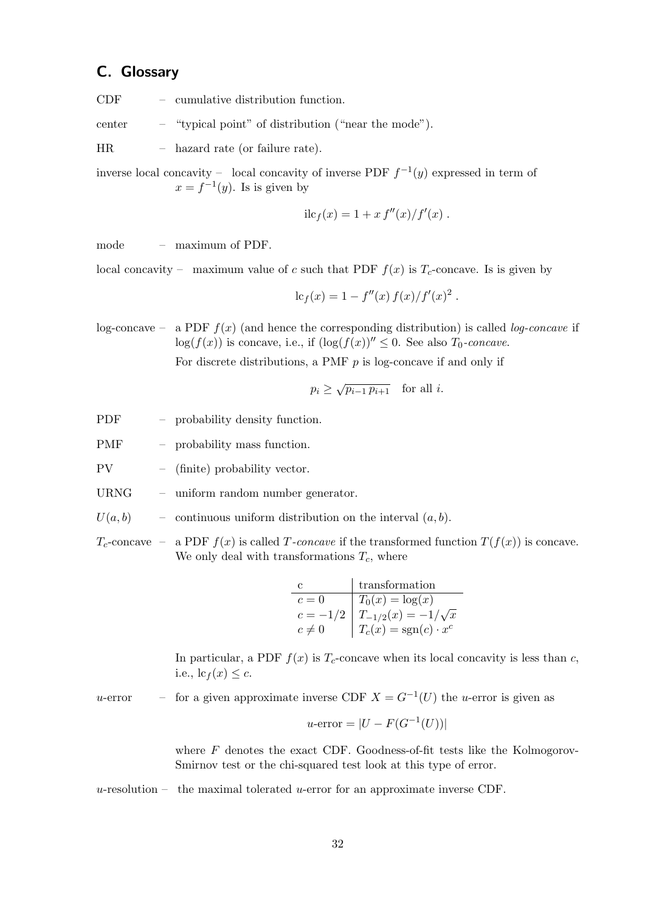## C. Glossary

CDF – cumulative distribution function.

center – "typical point" of distribution ("near the mode").

HR – hazard rate (or failure rate).

inverse local concavity – local concavity of inverse PDF $f^{-1}(y)$ expressed in term of $x = f^{-1}(y)$. Is is given by

$$\text{ilc}_f(x) = 1 + x\, f''(x)/f'(x)\ .$$

mode – maximum of PDF.

local concavity – maximum value of $c$ such that PDF $f(x)$ is $T_c$-concave. Is is given by

$$\text{lc}_f(x) = 1 - f''(x)\, f(x)/f'(x)^2\ .$$

log-concave – a PDF $f(x)$ (and hence the corresponding distribution) is called *log-concave* if $\log(f(x))$ is concave, i.e., if $(\log(f(x))'' \leq 0$. See also *$T_0$-concave*.

For discrete distributions, a PMF $p$ is log-concave if and only if

$$p_i \geq \sqrt{p_{i-1}\, p_{i+1}} \quad \text{for all } i.$$

PDF – probability density function.

PMF – probability mass function.

PV – (finite) probability vector.

URNG – uniform random number generator.

$U(a,b)$ – continuous uniform distribution on the interval $(a,b)$.

$T_c$-concave – a PDF $f(x)$ is called *$T$-concave* if the transformed function $T(f(x))$ is concave. We only deal with transformations $T_c$, where

| c | transformation |
|---|---|
| $c = 0$ | $T_0(x) = \log(x)$ |
| $c = -1/2$ | $T_{-1/2}(x) = -1/\sqrt{x}$ |
| $c \neq 0$ | $T_c(x) = \text{sgn}(c) \cdot x^c$ |

In particular, a PDF $f(x)$ is $T_c$-concave when its local concavity is less than $c$, i.e., $\text{lc}_f(x) \leq c$.

$u$-error – for a given approximate inverse CDF $X = G^{-1}(U)$ the $u$-error is given as

$$u\text{-error} = |U - F(G^{-1}(U))|$$

where $F$ denotes the exact CDF. Goodness-of-fit tests like the Kolmogorov-Smirnov test or the chi-squared test look at this type of error.

$u$-resolution – the maximal tolerated $u$-error for an approximate inverse CDF.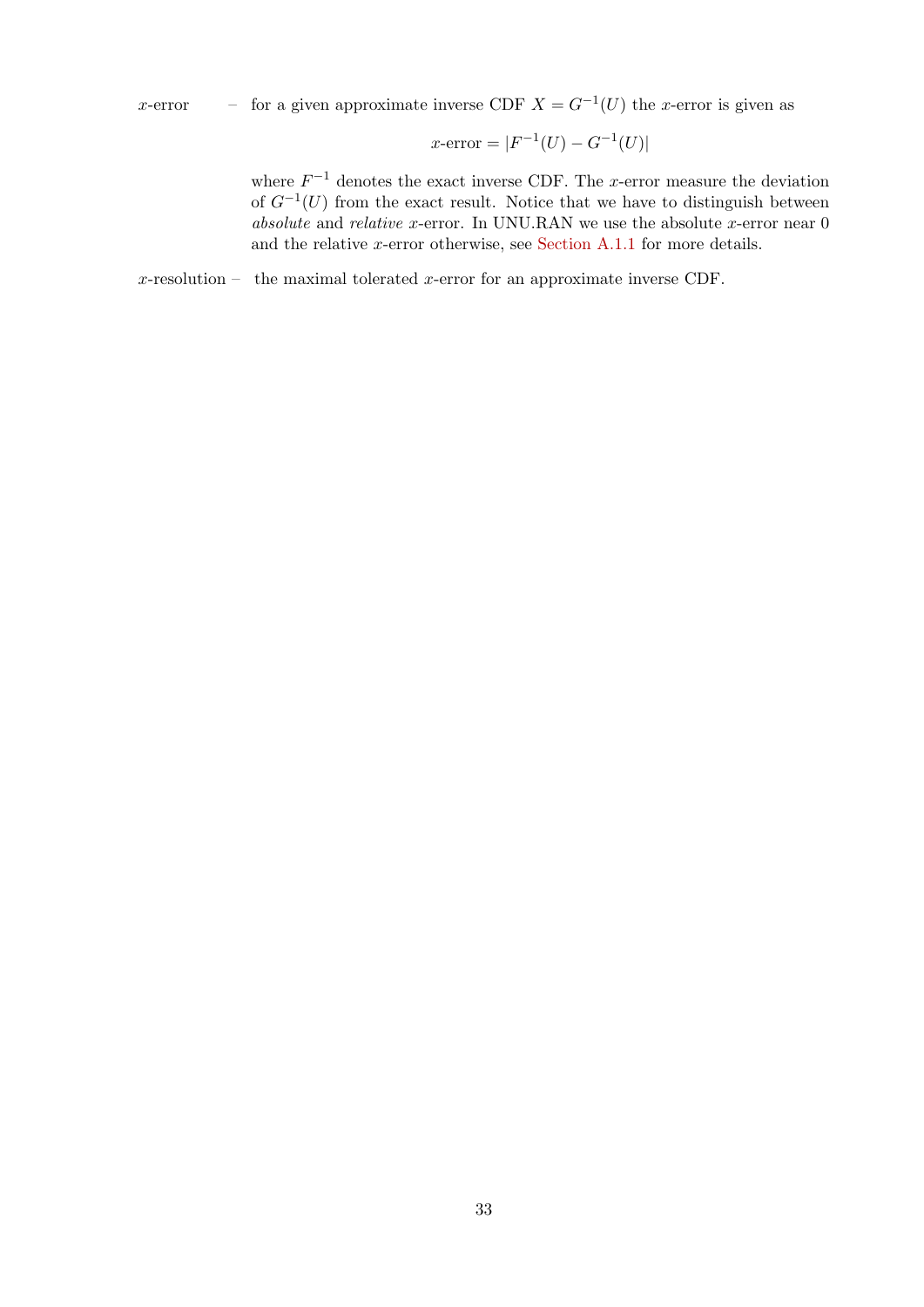$x$-error – for a given approximate inverse CDF $X = G^{-1}(U)$ the $x$-error is given as

$$x\text{-error} = |F^{-1}(U) - G^{-1}(U)|$$

where $F^{-1}$ denotes the exact inverse CDF. The $x$-error measure the deviation of $G^{-1}(U)$ from the exact result. Notice that we have to distinguish between *absolute* and *relative* $x$-error. In UNU.RAN we use the absolute $x$-error near 0 and the relative $x$-error otherwise, see Section A.1.1 for more details.

$x$-resolution – the maximal tolerated $x$-error for an approximate inverse CDF.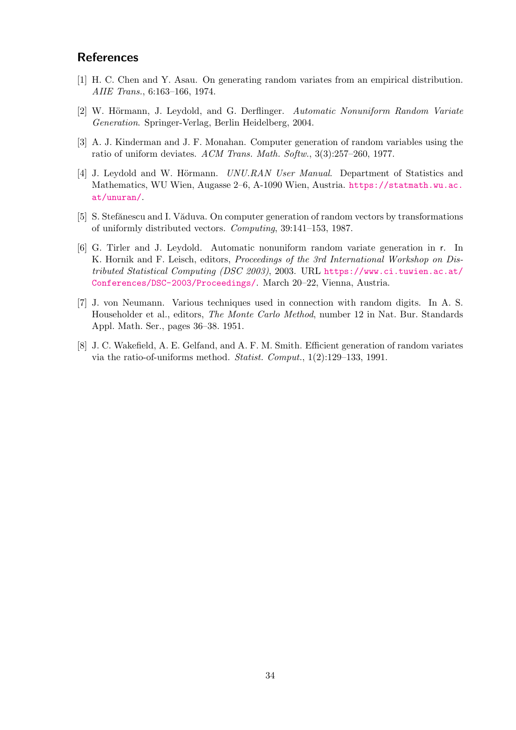## References

[1] H. C. Chen and Y. Asau. On generating random variates from an empirical distribution. *AIIE Trans.*, 6:163–166, 1974.

[2] W. Hörmann, J. Leydold, and G. Derflinger. *Automatic Nonuniform Random Variate Generation*. Springer-Verlag, Berlin Heidelberg, 2004.

[3] A. J. Kinderman and J. F. Monahan. Computer generation of random variables using the ratio of uniform deviates. *ACM Trans. Math. Softw.*, 3(3):257–260, 1977.

[4] J. Leydold and W. Hörmann. *UNU.RAN User Manual*. Department of Statistics and Mathematics, WU Wien, Augasse 2–6, A-1090 Wien, Austria. https://statmath.wu.ac.at/unuran/.

[5] S. Stefănescu and I. Văduva. On computer generation of random vectors by transformations of uniformly distributed vectors. *Computing*, 39:141–153, 1987.

[6] G. Tirler and J. Leydold. Automatic nonuniform random variate generation in r. In K. Hornik and F. Leisch, editors, *Proceedings of the 3rd International Workshop on Distributed Statistical Computing (DSC 2003)*, 2003. URL https://www.ci.tuwien.ac.at/Conferences/DSC-2003/Proceedings/. March 20–22, Vienna, Austria.

[7] J. von Neumann. Various techniques used in connection with random digits. In A. S. Householder et al., editors, *The Monte Carlo Method*, number 12 in Nat. Bur. Standards Appl. Math. Ser., pages 36–38. 1951.

[8] J. C. Wakefield, A. E. Gelfand, and A. F. M. Smith. Efficient generation of random variates via the ratio-of-uniforms method. *Statist. Comput.*, 1(2):129–133, 1991.